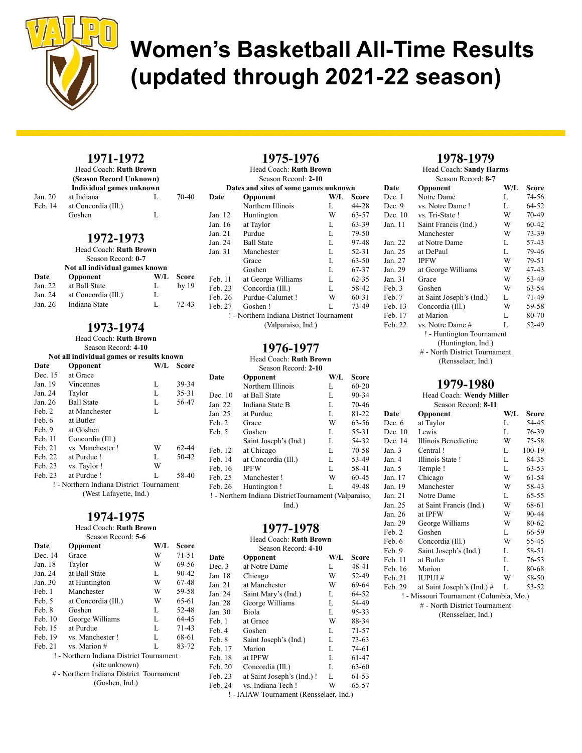# Women's Basketball All-Time Results (updated through 2021-22 season)

## 1971-1972

Head Coach: **Ruth Brown**

**(Season Record Unknown)**

**Individual games unknown**

| Date | Opponent | W/L | Score |
|---|---|---|---|
| Jan. 20 | at Indiana | L | 70-40 |
| Feb. 14 | at Concordia (Ill.) | | |
| | Goshen | L | |

## 1972-1973

Head Coach: **Ruth Brown**

Season Record: **0-7**

**Not all individual games known**

| Date | Opponent | W/L | Score |
|---|---|---|---|
| Jan. 22 | at Ball State | L | by 19 |
| Jan. 24 | at Concordia (Ill.) | L | |
| Jan. 26 | Indiana State | L | 72-43 |

## 1973-1974

Head Coach: **Ruth Brown**

Season Record: **4-10**

**Not all individual games or results known**

| Date | Opponent | W/L | Score |
|---|---|---|---|
| Dec. 15 | at Grace | | |
| Jan. 19 | Vincennes | L | 39-34 |
| Jan. 24 | Taylor | L | 35-31 |
| Jan. 26 | Ball State | L | 56-47 |
| Feb. 2 | at Manchester | L | |
| Feb. 6 | at Butler | | |
| Feb. 9 | at Goshen | | |
| Feb. 11 | Concordia (Ill.) | | |
| Feb. 21 | vs. Manchester ! | W | 62-44 |
| Feb. 22 | at Purdue ! | L | 50-42 |
| Feb. 23 | vs. Taylor ! | W | |
| Feb. 23 | at Purdue ! | L | 58-40 |

! - Northern Indiana District Tournament (West Lafayette, Ind.)

## 1974-1975

Head Coach: **Ruth Brown**

Season Record: **5-6**

| Date | Opponent | W/L | Score |
|---|---|---|---|
| Dec. 14 | Grace | W | 71-51 |
| Jan. 18 | Taylor | W | 69-56 |
| Jan. 24 | at Ball State | L | 90-42 |
| Jan. 30 | at Huntington | W | 67-48 |
| Feb. 1 | Manchester | W | 59-58 |
| Feb. 5 | at Concordia (Ill.) | W | 65-61 |
| Feb. 8 | Goshen | L | 52-48 |
| Feb. 10 | George Williams | L | 64-45 |
| Feb. 15 | at Purdue | L | 71-43 |
| Feb. 19 | vs. Manchester ! | L | 68-61 |
| Feb. 21 | vs. Marion # | L | 83-72 |

! - Northern Indiana District Tournament (site unknown)

# - Northern Indiana District Tournament (Goshen, Ind.)

## 1975-1976

Head Coach: **Ruth Brown**

Season Record: **2-10**

**Dates and sites of some games unknown**

| Date | Opponent | W/L | Score |
|---|---|---|---|
| | Northern Illinois | L | 44-28 |
| Jan. 12 | Huntington | W | 63-57 |
| Jan. 16 | at Taylor | L | 63-39 |
| Jan. 21 | Purdue | L | 79-50 |
| Jan. 24 | Ball State | L | 97-48 |
| Jan. 31 | Manchester | L | 52-31 |
| | Grace | L | 63-50 |
| | Goshen | L | 67-37 |
| Feb. 11 | at George Williams | L | 62-35 |
| Feb. 23 | Concordia (Ill.) | L | 58-42 |
| Feb. 26 | Purdue-Calumet ! | W | 60-31 |
| Feb. 27 | Goshen ! | L | 73-49 |

! - Northern Indiana District Tournament (Valparaiso, Ind.)

## 1976-1977

Head Coach: **Ruth Brown**

Season Record: **2-10**

| Date | Opponent | W/L | Score |
|---|---|---|---|
| | Northern Illinois | L | 60-20 |
| Dec. 10 | at Ball State | L | 90-34 |
| Jan. 22 | Indiana State B | L | 70-46 |
| Jan. 25 | at Purdue | L | 81-22 |
| Feb. 2 | Grace | W | 63-56 |
| Feb. 5 | Goshen | L | 55-31 |
| | Saint Joseph's (Ind.) | L | 54-32 |
| Feb. 12 | at Chicago | L | 70-58 |
| Feb. 14 | at Concordia (Ill.) | L | 53-49 |
| Feb. 16 | IPFW | L | 58-41 |
| Feb. 25 | Manchester ! | W | 60-45 |
| Feb. 26 | Huntington ! | L | 49-48 |

! - Northern Indiana DistrictTournament (Valparaiso, Ind.)

## 1977-1978

Head Coach: **Ruth Brown**

Season Record: **4-10**

| Date | Opponent | W/L | Score |
|---|---|---|---|
| Dec. 3 | at Notre Dame | L | 48-41 |
| Jan. 18 | Chicago | W | 52-49 |
| Jan. 21 | at Manchester | W | 69-64 |
| Jan. 24 | Saint Mary's (Ind.) | L | 64-52 |
| Jan. 28 | George Williams | L | 54-49 |
| Jan. 30 | Biola | L | 95-33 |
| Feb. 1 | at Grace | W | 88-34 |
| Feb. 4 | Goshen | L | 71-57 |
| Feb. 8 | Saint Joseph's (Ind.) | L | 73-63 |
| Feb. 17 | Marion | L | 74-61 |
| Feb. 18 | at IPFW | L | 61-47 |
| Feb. 20 | Concordia (Ill.) | L | 63-60 |
| Feb. 23 | at Saint Joseph's (Ind.) ! | L | 61-53 |
| Feb. 24 | vs. Indiana Tech ! | W | 65-57 |

! - IAIAW Tournament (Rensselaer, Ind.)

## 1978-1979

Head Coach: **Sandy Harms**

Season Record: **8-7**

| Date | Opponent | W/L | Score |
|---|---|---|---|
| Dec. 1 | Notre Dame | L | 74-56 |
| Dec. 9 | vs. Notre Dame ! | L | 64-52 |
| Dec. 10 | vs. Tri-State ! | W | 70-49 |
| Jan. 11 | Saint Francis (Ind.) | W | 60-42 |
| | Manchester | W | 73-39 |
| Jan. 22 | at Notre Dame | L | 57-43 |
| Jan. 25 | at DePaul | L | 79-46 |
| Jan. 27 | IPFW | W | 79-51 |
| Jan. 29 | at George Williams | W | 47-43 |
| Jan. 31 | Grace | W | 53-49 |
| Feb. 3 | Goshen | W | 63-54 |
| Feb. 7 | at Saint Joseph's (Ind.) | L | 71-49 |
| Feb. 13 | Concordia (Ill.) | W | 59-58 |
| Feb. 17 | at Marion | L | 80-70 |
| Feb. 22 | vs. Notre Dame # | L | 52-49 |

! - Huntington Tournament (Huntington, Ind.)

# - North District Tournament (Rensselaer, Ind.)

## 1979-1980

Head Coach: **Wendy Miller**

Season Record: **8-11**

| Date | Opponent | W/L | Score |
|---|---|---|---|
| Dec. 6 | at Taylor | L | 54-45 |
| Dec. 10 | Lewis | L | 76-39 |
| Dec. 14 | Illinois Benedictine | W | 75-58 |
| Jan. 3 | Central ! | L | 100-19 |
| Jan. 4 | Illinois State ! | L | 84-35 |
| Jan. 5 | Temple ! | L | 63-53 |
| Jan. 17 | Chicago | W | 61-54 |
| Jan. 19 | Manchester | W | 58-43 |
| Jan. 21 | Notre Dame | L | 65-55 |
| Jan. 25 | at Saint Francis (Ind.) | W | 68-61 |
| Jan. 26 | at IPFW | W | 90-44 |
| Jan. 29 | George Williams | W | 80-62 |
| Feb. 2 | Goshen | L | 66-59 |
| Feb. 6 | Concordia (Ill.) | W | 55-45 |
| Feb. 9 | Saint Joseph's (Ind.) | L | 58-51 |
| Feb. 11 | at Butler | L | 76-53 |
| Feb. 16 | Marion | L | 80-68 |
| Feb. 21 | IUPUI # | W | 58-50 |
| Feb. 29 | at Saint Joseph's (Ind.) # | L | 53-52 |

! - Missouri Tournament (Columbia, Mo.)

# - North District Tournament (Rensselaer, Ind.)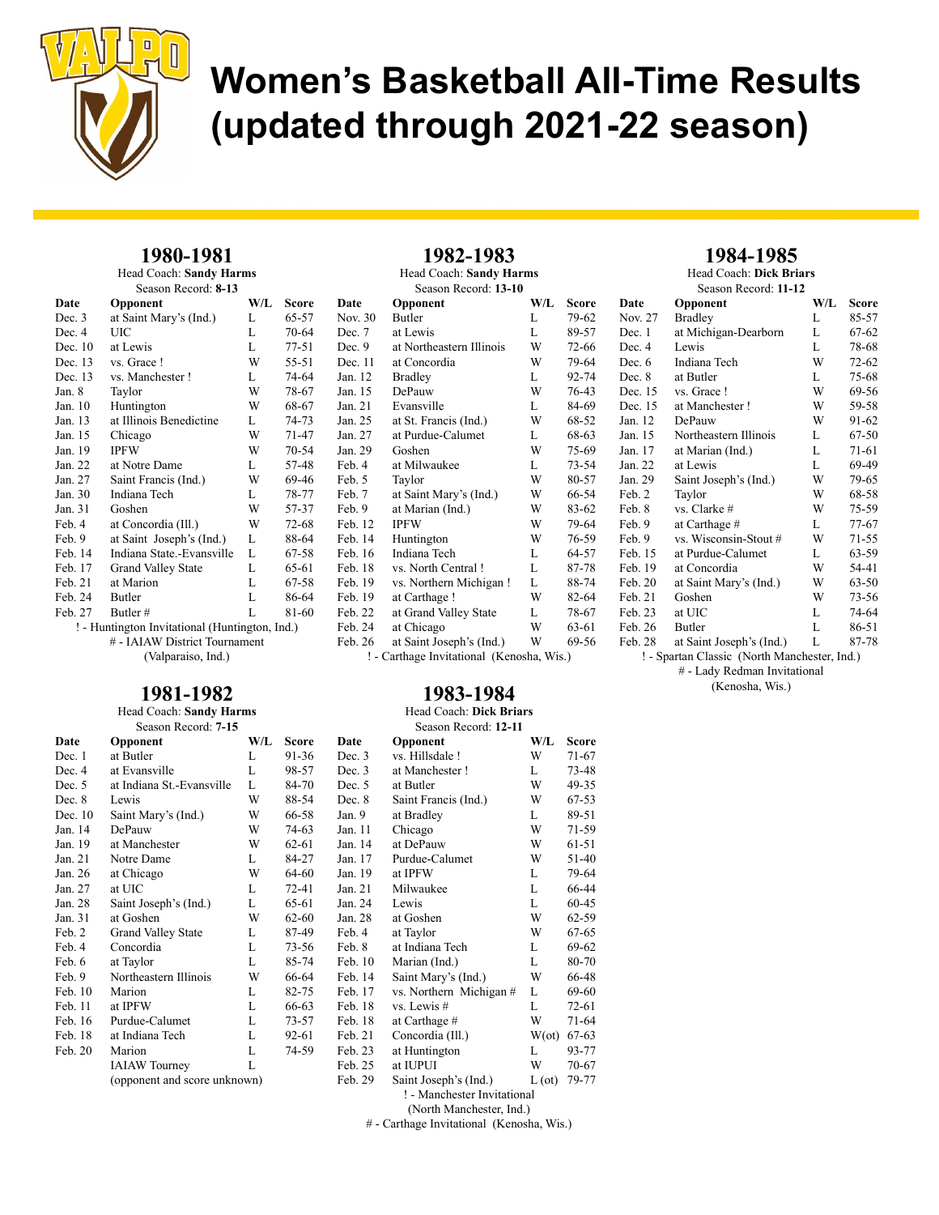# Women's Basketball All-Time Results (updated through 2021-22 season)

## 1980-1981

Head Coach: **Sandy Harms**
Season Record: **8-13**

| Date | Opponent | W/L | Score |
|---|---|---|---|
| Dec. 3 | at Saint Mary's (Ind.) | L | 65-57 |
| Dec. 4 | UIC | L | 70-64 |
| Dec. 10 | at Lewis | L | 77-51 |
| Dec. 13 | vs. Grace ! | W | 55-51 |
| Dec. 13 | vs. Manchester ! | L | 74-64 |
| Jan. 8 | Taylor | W | 78-67 |
| Jan. 10 | Huntington | W | 68-67 |
| Jan. 13 | at Illinois Benedictine | L | 74-73 |
| Jan. 15 | Chicago | W | 71-47 |
| Jan. 19 | IPFW | W | 70-54 |
| Jan. 22 | at Notre Dame | L | 57-48 |
| Jan. 27 | Saint Francis (Ind.) | W | 69-46 |
| Jan. 30 | Indiana Tech | L | 78-77 |
| Jan. 31 | Goshen | W | 57-37 |
| Feb. 4 | at Concordia (Ill.) | W | 72-68 |
| Feb. 9 | at Saint Joseph's (Ind.) | L | 88-64 |
| Feb. 14 | Indiana State.-Evansville | L | 67-58 |
| Feb. 17 | Grand Valley State | L | 65-61 |
| Feb. 21 | at Marion | L | 67-58 |
| Feb. 24 | Butler | L | 86-64 |
| Feb. 27 | Butler # | L | 81-60 |

! - Huntington Invitational (Huntington, Ind.)
# - IAIAW District Tournament (Valparaiso, Ind.)

## 1981-1982

Head Coach: **Sandy Harms**
Season Record: **7-15**

| Date | Opponent | W/L | Score |
|---|---|---|---|
| Dec. 1 | at Butler | L | 91-36 |
| Dec. 4 | at Evansville | L | 98-57 |
| Dec. 5 | at Indiana St.-Evansville | L | 84-70 |
| Dec. 8 | Lewis | W | 88-54 |
| Dec. 10 | Saint Mary's (Ind.) | W | 66-58 |
| Jan. 14 | DePauw | W | 74-63 |
| Jan. 19 | at Manchester | W | 62-61 |
| Jan. 21 | Notre Dame | L | 84-27 |
| Jan. 26 | at Chicago | W | 64-60 |
| Jan. 27 | at UIC | L | 72-41 |
| Jan. 28 | Saint Joseph's (Ind.) | L | 65-61 |
| Jan. 31 | at Goshen | W | 62-60 |
| Feb. 2 | Grand Valley State | L | 87-49 |
| Feb. 4 | Concordia | L | 73-56 |
| Feb. 6 | at Taylor | L | 85-74 |
| Feb. 9 | Northeastern Illinois | W | 66-64 |
| Feb. 10 | Marion | L | 82-75 |
| Feb. 11 | at IPFW | L | 66-63 |
| Feb. 16 | Purdue-Calumet | L | 73-57 |
| Feb. 18 | at Indiana Tech | L | 92-61 |
| Feb. 20 | Marion | L | 74-59 |
| | IAIAW Tourney (opponent and score unknown) | L | |

## 1982-1983

Head Coach: **Sandy Harms**
Season Record: **13-10**

| Date | Opponent | W/L | Score |
|---|---|---|---|
| Nov. 30 | Butler | L | 79-62 |
| Dec. 7 | at Lewis | L | 89-57 |
| Dec. 9 | at Northeastern Illinois | W | 72-66 |
| Dec. 11 | at Concordia | W | 79-64 |
| Jan. 12 | Bradley | L | 92-74 |
| Jan. 15 | DePauw | W | 76-43 |
| Jan. 21 | Evansville | L | 84-69 |
| Jan. 25 | at St. Francis (Ind.) | W | 68-52 |
| Jan. 27 | at Purdue-Calumet | L | 68-63 |
| Jan. 29 | Goshen | W | 75-69 |
| Feb. 4 | at Milwaukee | L | 73-54 |
| Feb. 5 | Taylor | W | 80-57 |
| Feb. 7 | at Saint Mary's (Ind.) | W | 66-54 |
| Feb. 9 | at Marian (Ind.) | W | 83-62 |
| Feb. 12 | IPFW | W | 79-64 |
| Feb. 14 | Huntington | W | 76-59 |
| Feb. 16 | Indiana Tech | L | 64-57 |
| Feb. 18 | vs. North Central ! | L | 87-78 |
| Feb. 19 | vs. Northern Michigan ! | L | 88-74 |
| Feb. 19 | at Carthage ! | W | 82-64 |
| Feb. 22 | at Grand Valley State | L | 78-67 |
| Feb. 24 | at Chicago | W | 63-61 |
| Feb. 26 | at Saint Joseph's (Ind.) | W | 69-56 |

! - Carthage Invitational (Kenosha, Wis.)

## 1983-1984

Head Coach: **Dick Briars**
Season Record: **12-11**

| Date | Opponent | W/L | Score |
|---|---|---|---|
| Dec. 3 | vs. Hillsdale ! | W | 71-67 |
| Dec. 3 | at Manchester ! | L | 73-48 |
| Dec. 5 | at Butler | W | 49-35 |
| Dec. 8 | Saint Francis (Ind.) | W | 67-53 |
| Jan. 9 | at Bradley | L | 89-51 |
| Jan. 11 | Chicago | W | 71-59 |
| Jan. 14 | at DePauw | W | 61-51 |
| Jan. 17 | Purdue-Calumet | W | 51-40 |
| Jan. 19 | at IPFW | L | 79-64 |
| Jan. 21 | Milwaukee | L | 66-44 |
| Jan. 24 | Lewis | L | 60-45 |
| Jan. 28 | at Goshen | W | 62-59 |
| Feb. 4 | at Taylor | W | 67-65 |
| Feb. 8 | at Indiana Tech | L | 69-62 |
| Feb. 10 | Marian (Ind.) | L | 80-70 |
| Feb. 14 | Saint Mary's (Ind.) | W | 66-48 |
| Feb. 17 | vs. Northern Michigan # | L | 69-60 |
| Feb. 18 | vs. Lewis # | L | 72-61 |
| Feb. 18 | at Carthage # | W | 71-64 |
| Feb. 21 | Concordia (Ill.) | W(ot) | 67-63 |
| Feb. 23 | at Huntington | L | 93-77 |
| Feb. 25 | at IUPUI | W | 70-67 |
| Feb. 29 | Saint Joseph's (Ind.) | L (ot) | 79-77 |

! - Manchester Invitational (North Manchester, Ind.)
# - Carthage Invitational (Kenosha, Wis.)

## 1984-1985

Head Coach: **Dick Briars**
Season Record: **11-12**

| Date | Opponent | W/L | Score |
|---|---|---|---|
| Nov. 27 | Bradley | L | 85-57 |
| Dec. 1 | at Michigan-Dearborn | L | 67-62 |
| Dec. 4 | Lewis | L | 78-68 |
| Dec. 6 | Indiana Tech | W | 72-62 |
| Dec. 8 | at Butler | L | 75-68 |
| Dec. 15 | vs. Grace ! | W | 69-56 |
| Dec. 15 | at Manchester ! | W | 59-58 |
| Jan. 12 | DePauw | W | 91-62 |
| Jan. 15 | Northeastern Illinois | L | 67-50 |
| Jan. 17 | at Marian (Ind.) | L | 71-61 |
| Jan. 22 | at Lewis | L | 69-49 |
| Jan. 29 | Saint Joseph's (Ind.) | W | 79-65 |
| Feb. 2 | Taylor | W | 68-58 |
| Feb. 8 | vs. Clarke # | W | 75-59 |
| Feb. 9 | at Carthage # | L | 77-67 |
| Feb. 9 | vs. Wisconsin-Stout # | W | 71-55 |
| Feb. 15 | at Purdue-Calumet | L | 63-59 |
| Feb. 19 | at Concordia | W | 54-41 |
| Feb. 20 | at Saint Mary's (Ind.) | W | 63-50 |
| Feb. 21 | Goshen | W | 73-56 |
| Feb. 23 | at UIC | L | 74-64 |
| Feb. 26 | Butler | L | 86-51 |
| Feb. 28 | at Saint Joseph's (Ind.) | L | 87-78 |

! - Spartan Classic (North Manchester, Ind.)
# - Lady Redman Invitational (Kenosha, Wis.)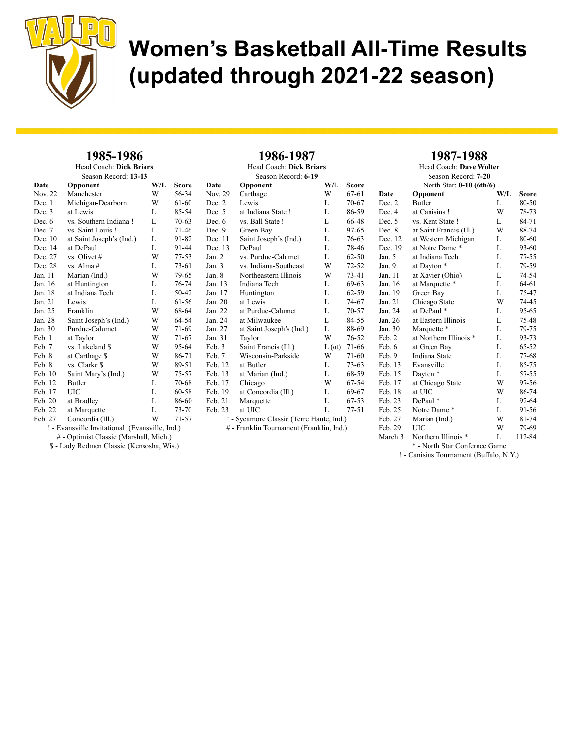# Women's Basketball All-Time Results (updated through 2021-22 season)

## 1985-1986

Head Coach: **Dick Briars**

Season Record: **13-13**

| Date | Opponent | W/L | Score |
|---|---|---|---|
| Nov. 22 | Manchester | W | 56-34 |
| Dec. 1 | Michigan-Dearborn | W | 61-60 |
| Dec. 3 | at Lewis | L | 85-54 |
| Dec. 6 | vs. Southern Indiana ! | L | 70-63 |
| Dec. 7 | vs. Saint Louis ! | L | 71-46 |
| Dec. 10 | at Saint Joseph's (Ind.) | L | 91-82 |
| Dec. 14 | at DePaul | L | 91-44 |
| Dec. 27 | vs. Olivet # | W | 77-53 |
| Dec. 28 | vs. Alma # | L | 73-61 |
| Jan. 11 | Marian (Ind.) | W | 79-65 |
| Jan. 16 | at Huntington | L | 76-74 |
| Jan. 18 | at Indiana Tech | L | 50-42 |
| Jan. 21 | Lewis | L | 61-56 |
| Jan. 25 | Franklin | W | 68-64 |
| Jan. 28 | Saint Joseph's (Ind.) | W | 64-54 |
| Jan. 30 | Purdue-Calumet | W | 71-69 |
| Feb. 1 | at Taylor | W | 71-67 |
| Feb. 7 | vs. Lakeland $ | W | 95-64 |
| Feb. 8 | at Carthage $ | W | 86-71 |
| Feb. 8 | vs. Clarke $ | W | 89-51 |
| Feb. 10 | Saint Mary's (Ind.) | W | 75-57 |
| Feb. 12 | Butler | L | 70-68 |
| Feb. 17 | UIC | L | 60-58 |
| Feb. 20 | at Bradley | L | 86-60 |
| Feb. 22 | at Marquette | L | 73-70 |
| Feb. 27 | Concordia (Ill.) | W | 71-57 |

! - Evansville Invitational (Evansville, Ind.)

# - Optimist Classic (Marshall, Mich.)

$ - Lady Redmen Classic (Kensosha, Wis.)

## 1986-1987

Head Coach: **Dick Briars**

Season Record: **6-19**

| Date | Opponent | W/L | Score |
|---|---|---|---|
| Nov. 29 | Carthage | W | 67-61 |
| Dec. 2 | Lewis | L | 70-67 |
| Dec. 5 | at Indiana State ! | L | 86-59 |
| Dec. 6 | vs. Ball State ! | L | 66-48 |
| Dec. 9 | Green Bay | L | 97-65 |
| Dec. 11 | Saint Joseph's (Ind.) | L | 76-63 |
| Dec. 13 | DePaul | L | 78-46 |
| Jan. 2 | vs. Purdue-Calumet | L | 62-50 |
| Jan. 3 | vs. Indiana-Southeast | W | 72-52 |
| Jan. 8 | Northeastern Illinois | W | 73-41 |
| Jan. 13 | Indiana Tech | L | 69-63 |
| Jan. 17 | Huntington | L | 62-59 |
| Jan. 20 | at Lewis | L | 74-67 |
| Jan. 22 | at Purdue-Calumet | L | 70-57 |
| Jan. 24 | at Milwaukee | L | 84-55 |
| Jan. 27 | at Saint Joseph's (Ind.) | L | 88-69 |
| Jan. 31 | Taylor | W | 76-52 |
| Feb. 3 | Saint Francis (Ill.) | L (ot) | 71-66 |
| Feb. 7 | Wisconsin-Parkside | W | 71-60 |
| Feb. 12 | at Butler | L | 73-63 |
| Feb. 13 | at Marian (Ind.) | L | 68-59 |
| Feb. 17 | Chicago | W | 67-54 |
| Feb. 19 | at Concordia (Ill.) | L | 69-67 |
| Feb. 21 | Marquette | L | 67-53 |
| Feb. 23 | at UIC | L | 77-51 |

! - Sycamore Classic (Terre Haute, Ind.)

# - Franklin Tournament (Franklin, Ind.)

## 1987-1988

Head Coach: **Dave Wolter**

Season Record: **7-20**

North Star: **0-10 (6th/6)**

| Date | Opponent | W/L | Score |
|---|---|---|---|
| Dec. 2 | Butler | L | 80-50 |
| Dec. 4 | at Canisius ! | W | 78-73 |
| Dec. 5 | vs. Kent State ! | L | 84-71 |
| Dec. 8 | at Saint Francis (Ill.) | W | 88-74 |
| Dec. 12 | at Western Michigan | L | 80-60 |
| Dec. 19 | at Notre Dame * | L | 93-60 |
| Jan. 5 | at Indiana Tech | L | 77-55 |
| Jan. 9 | at Dayton * | L | 79-59 |
| Jan. 11 | at Xavier (Ohio) | L | 74-54 |
| Jan. 16 | at Marquette * | L | 64-61 |
| Jan. 19 | Green Bay | L | 75-47 |
| Jan. 21 | Chicago State | W | 74-45 |
| Jan. 24 | at DePaul * | L | 95-65 |
| Jan. 26 | at Eastern Illinois | L | 75-48 |
| Jan. 30 | Marquette * | L | 79-75 |
| Feb. 2 | at Northern Illinois * | L | 93-73 |
| Feb. 6 | at Green Bay | L | 65-52 |
| Feb. 9 | Indiana State | L | 77-68 |
| Feb. 13 | Evansville | L | 85-75 |
| Feb. 15 | Dayton * | L | 57-55 |
| Feb. 17 | at Chicago State | W | 97-56 |
| Feb. 18 | at UIC | W | 86-74 |
| Feb. 23 | DePaul * | L | 92-64 |
| Feb. 25 | Notre Dame * | L | 91-56 |
| Feb. 27 | Marian (Ind.) | W | 81-74 |
| Feb. 29 | UIC | W | 79-69 |
| March 3 | Northern Illinois * | L | 112-84 |

* - North Star Confernce Game

! - Canisius Tournament (Buffalo, N.Y.)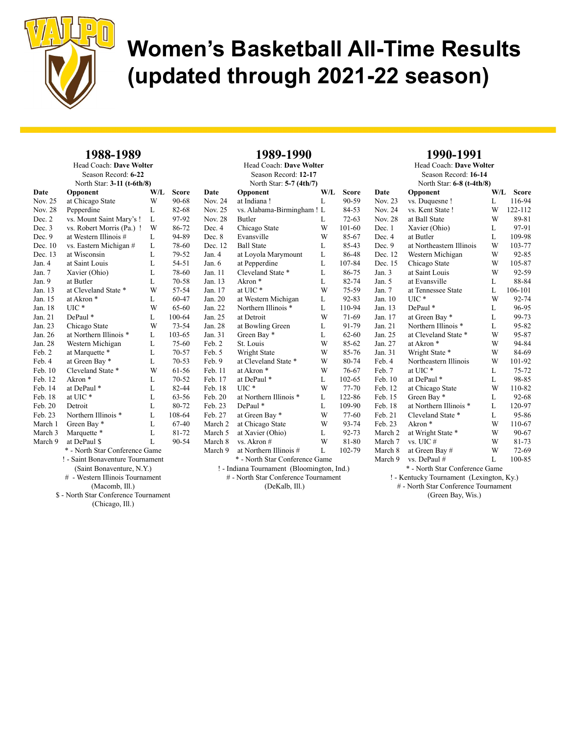# Women's Basketball All-Time Results (updated through 2021-22 season)

## 1988-1989

Head Coach: **Dave Wolter**
Season Record: **6-22**
North Star: **3-11 (t-6th/8)**

| Date | Opponent | W/L | Score |
|---|---|---|---|
| Nov. 25 | at Chicago State | W | 90-68 |
| Nov. 28 | Pepperdine | L | 82-68 |
| Dec. 2 | vs. Mount Saint Mary's ! | L | 97-92 |
| Dec. 3 | vs. Robert Morris (Pa.) ! | W | 86-72 |
| Dec. 9 | at Western Illinois # | L | 94-89 |
| Dec. 10 | vs. Eastern Michigan # | L | 78-60 |
| Dec. 13 | at Wisconsin | L | 79-52 |
| Jan. 4 | at Saint Louis | L | 54-51 |
| Jan. 7 | Xavier (Ohio) | L | 78-60 |
| Jan. 9 | at Butler | L | 70-58 |
| Jan. 13 | at Cleveland State * | W | 57-54 |
| Jan. 15 | at Akron * | L | 60-47 |
| Jan. 18 | UIC * | W | 65-60 |
| Jan. 21 | DePaul * | L | 100-64 |
| Jan. 23 | Chicago State | W | 73-54 |
| Jan. 26 | at Northern Illinois * | L | 103-65 |
| Jan. 28 | Western Michigan | L | 75-60 |
| Feb. 2 | at Marquette * | L | 70-57 |
| Feb. 4 | at Green Bay * | L | 70-53 |
| Feb. 10 | Cleveland State * | W | 61-56 |
| Feb. 12 | Akron * | L | 70-52 |
| Feb. 14 | at DePaul * | L | 82-44 |
| Feb. 18 | at UIC * | L | 63-56 |
| Feb. 20 | Detroit | L | 80-72 |
| Feb. 23 | Northern Illinois * | L | 108-64 |
| March 1 | Green Bay * | L | 67-40 |
| March 3 | Marquette * | L | 81-72 |
| March 9 | at DePaul $ | L | 90-54 |

\* - North Star Conference Game
! - Saint Bonaventure Tournament (Saint Bonaventure, N.Y.)
\# - Western Illinois Tournament (Macomb, Ill.)
$ - North Star Conference Tournament (Chicago, Ill.)

## 1989-1990

Head Coach: **Dave Wolter**
Season Record: **12-17**
North Star: **5-7 (4th/7)**

| Date | Opponent | W/L | Score |
|---|---|---|---|
| Nov. 24 | at Indiana ! | L | 90-59 |
| Nov. 25 | vs. Alabama-Birmingham ! | L | 84-53 |
| Nov. 28 | Butler | L | 72-63 |
| Dec. 4 | Chicago State | W | 101-60 |
| Dec. 8 | Evansville | W | 85-67 |
| Dec. 12 | Ball State | L | 85-43 |
| Jan. 4 | at Loyola Marymount | L | 86-48 |
| Jan. 6 | at Pepperdine | L | 107-84 |
| Jan. 11 | Cleveland State * | L | 86-75 |
| Jan. 13 | Akron * | L | 82-74 |
| Jan. 17 | at UIC * | W | 75-59 |
| Jan. 20 | at Western Michigan | L | 92-83 |
| Jan. 22 | Northern Illinois * | L | 110-94 |
| Jan. 25 | at Detroit | W | 71-69 |
| Jan. 28 | at Bowling Green | L | 91-79 |
| Jan. 31 | Green Bay * | L | 62-60 |
| Feb. 2 | St. Louis | W | 85-62 |
| Feb. 5 | Wright State | W | 85-76 |
| Feb. 9 | at Cleveland State * | W | 80-74 |
| Feb. 11 | at Akron * | W | 76-67 |
| Feb. 17 | at DePaul * | L | 102-65 |
| Feb. 18 | UIC * | W | 77-70 |
| Feb. 20 | at Northern Illinois * | L | 122-86 |
| Feb. 23 | DePaul * | L | 109-90 |
| Feb. 27 | at Green Bay * | W | 77-60 |
| March 2 | at Chicago State | W | 93-74 |
| March 5 | at Xavier (Ohio) | L | 92-73 |
| March 8 | vs. Akron # | W | 81-80 |
| March 9 | at Northern Illinois # | L | 102-79 |

\* - North Star Conference Game
! - Indiana Tournament (Bloomington, Ind.)
\# - North Star Conference Tournament (DeKalb, Ill.)

## 1990-1991

Head Coach: **Dave Wolter**
Season Record: **16-14**
North Star: **6-8 (t-4th/8)**

| Date | Opponent | W/L | Score |
|---|---|---|---|
| Nov. 23 | vs. Duquesne ! | L | 116-94 |
| Nov. 24 | vs. Kent State ! | W | 122-112 |
| Nov. 28 | at Ball State | W | 89-81 |
| Dec. 1 | Xavier (Ohio) | L | 97-91 |
| Dec. 4 | at Butler | L | 109-98 |
| Dec. 9 | at Northeastern Illinois | W | 103-77 |
| Dec. 12 | Western Michigan | W | 92-85 |
| Dec. 15 | Chicago State | W | 105-87 |
| Jan. 3 | at Saint Louis | W | 92-59 |
| Jan. 5 | at Evansville | L | 88-84 |
| Jan. 7 | at Tennessee State | L | 106-101 |
| Jan. 10 | UIC * | W | 92-74 |
| Jan. 13 | DePaul * | L | 96-95 |
| Jan. 17 | at Green Bay * | L | 99-73 |
| Jan. 21 | Northern Illinois * | L | 95-82 |
| Jan. 25 | at Cleveland State * | W | 95-87 |
| Jan. 27 | at Akron * | W | 94-84 |
| Jan. 31 | Wright State * | W | 84-69 |
| Feb. 4 | Northeastern Illinois | W | 101-92 |
| Feb. 7 | at UIC * | L | 75-72 |
| Feb. 10 | at DePaul * | L | 98-85 |
| Feb. 12 | at Chicago State | W | 110-82 |
| Feb. 15 | Green Bay * | L | 92-68 |
| Feb. 18 | at Northern Illinois * | L | 120-97 |
| Feb. 21 | Cleveland State * | L | 95-86 |
| Feb. 23 | Akron * | W | 110-67 |
| March 2 | at Wright State * | W | 90-67 |
| March 7 | vs. UIC # | W | 81-73 |
| March 8 | at Green Bay # | W | 72-69 |
| March 9 | vs. DePaul # | L | 100-85 |

\* - North Star Conference Game
! - Kentucky Tournament (Lexington, Ky.)
\# - North Star Conference Tournament (Green Bay, Wis.)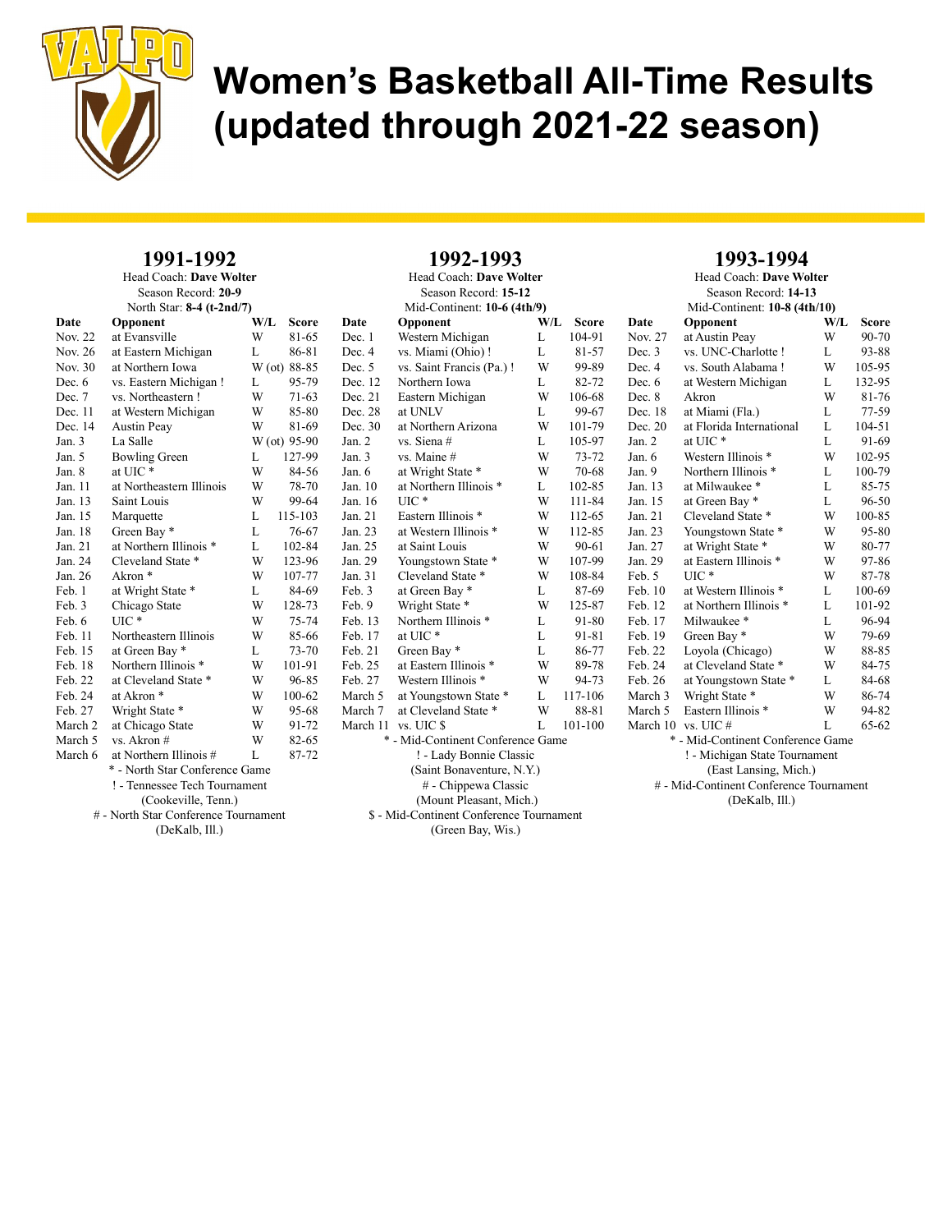# Women's Basketball All-Time Results (updated through 2021-22 season)

## 1991-1992

Head Coach: **Dave Wolter**
Season Record: **20-9**
North Star: **8-4 (t-2nd/7)**

| Date | Opponent | W/L | Score |
|---|---|---|---|
| Nov. 22 | at Evansville | W | 81-65 |
| Nov. 26 | at Eastern Michigan | L | 86-81 |
| Nov. 30 | at Northern Iowa | W (ot) | 88-85 |
| Dec. 6 | vs. Eastern Michigan ! | L | 95-79 |
| Dec. 7 | vs. Northeastern ! | W | 71-63 |
| Dec. 11 | at Western Michigan | W | 85-80 |
| Dec. 14 | Austin Peay | W | 81-69 |
| Jan. 3 | La Salle | W (ot) | 95-90 |
| Jan. 5 | Bowling Green | L | 127-99 |
| Jan. 8 | at UIC * | W | 84-56 |
| Jan. 11 | at Northeastern Illinois | W | 78-70 |
| Jan. 13 | Saint Louis | W | 99-64 |
| Jan. 15 | Marquette | L | 115-103 |
| Jan. 18 | Green Bay * | L | 76-67 |
| Jan. 21 | at Northern Illinois * | L | 102-84 |
| Jan. 24 | Cleveland State * | W | 123-96 |
| Jan. 26 | Akron * | W | 107-77 |
| Feb. 1 | at Wright State * | L | 84-69 |
| Feb. 3 | Chicago State | W | 128-73 |
| Feb. 6 | UIC * | W | 75-74 |
| Feb. 11 | Northeastern Illinois | W | 85-66 |
| Feb. 15 | at Green Bay * | L | 73-70 |
| Feb. 18 | Northern Illinois * | W | 101-91 |
| Feb. 22 | at Cleveland State * | W | 96-85 |
| Feb. 24 | at Akron * | W | 100-62 |
| Feb. 27 | Wright State * | W | 95-68 |
| March 2 | at Chicago State | W | 91-72 |
| March 5 | vs. Akron # | W | 82-65 |
| March 6 | at Northern Illinois # | L | 87-72 |

\* - North Star Conference Game
! - Tennessee Tech Tournament (Cookeville, Tenn.)
# - North Star Conference Tournament (DeKalb, Ill.)

## 1992-1993

Head Coach: **Dave Wolter**
Season Record: **15-12**
Mid-Continent: **10-6 (4th/9)**

| Date | Opponent | W/L | Score |
|---|---|---|---|
| Dec. 1 | Western Michigan | L | 104-91 |
| Dec. 4 | vs. Miami (Ohio) ! | L | 81-57 |
| Dec. 5 | vs. Saint Francis (Pa.) ! | W | 99-89 |
| Dec. 12 | Northern Iowa | L | 82-72 |
| Dec. 21 | Eastern Michigan | W | 106-68 |
| Dec. 28 | at UNLV | L | 99-67 |
| Dec. 30 | at Northern Arizona | W | 101-79 |
| Jan. 2 | vs. Siena # | L | 105-97 |
| Jan. 3 | vs. Maine # | W | 73-72 |
| Jan. 6 | at Wright State * | W | 70-68 |
| Jan. 10 | at Northern Illinois * | L | 102-85 |
| Jan. 16 | UIC * | W | 111-84 |
| Jan. 21 | Eastern Illinois * | W | 112-65 |
| Jan. 23 | at Western Illinois * | W | 112-85 |
| Jan. 25 | at Saint Louis | W | 90-61 |
| Jan. 29 | Youngstown State * | W | 107-99 |
| Jan. 31 | Cleveland State * | W | 108-84 |
| Feb. 3 | at Green Bay * | L | 87-69 |
| Feb. 9 | Wright State * | W | 125-87 |
| Feb. 13 | Northern Illinois * | L | 91-80 |
| Feb. 17 | at UIC * | L | 91-81 |
| Feb. 21 | Green Bay * | L | 86-77 |
| Feb. 25 | at Eastern Illinois * | W | 89-78 |
| Feb. 27 | Western Illinois * | W | 94-73 |
| March 5 | at Youngstown State * | L | 117-106 |
| March 7 | at Cleveland State * | W | 88-81 |
| March 11 | vs. UIC $ | L | 101-100 |

\* - Mid-Continent Conference Game
! - Lady Bonnie Classic (Saint Bonaventure, N.Y.)
# - Chippewa Classic (Mount Pleasant, Mich.)
$ - Mid-Continent Conference Tournament (Green Bay, Wis.)

## 1993-1994

Head Coach: **Dave Wolter**
Season Record: **14-13**
Mid-Continent: **10-8 (4th/10)**

| Date | Opponent | W/L | Score |
|---|---|---|---|
| Nov. 27 | at Austin Peay | W | 90-70 |
| Dec. 3 | vs. UNC-Charlotte ! | L | 93-88 |
| Dec. 4 | vs. South Alabama ! | W | 105-95 |
| Dec. 6 | at Western Michigan | L | 132-95 |
| Dec. 8 | Akron | W | 81-76 |
| Dec. 18 | at Miami (Fla.) | L | 77-59 |
| Dec. 20 | at Florida International | L | 104-51 |
| Jan. 2 | at UIC * | L | 91-69 |
| Jan. 6 | Western Illinois * | W | 102-95 |
| Jan. 9 | Northern Illinois * | L | 100-79 |
| Jan. 13 | at Milwaukee * | L | 85-75 |
| Jan. 15 | at Green Bay * | L | 96-50 |
| Jan. 21 | Cleveland State * | W | 100-85 |
| Jan. 23 | Youngstown State * | W | 95-80 |
| Jan. 27 | at Wright State * | W | 80-77 |
| Jan. 29 | at Eastern Illinois * | W | 97-86 |
| Feb. 5 | UIC * | W | 87-78 |
| Feb. 10 | at Western Illinois * | L | 100-69 |
| Feb. 12 | at Northern Illinois * | L | 101-92 |
| Feb. 17 | Milwaukee * | L | 96-94 |
| Feb. 19 | Green Bay * | W | 79-69 |
| Feb. 22 | Loyola (Chicago) | W | 88-85 |
| Feb. 24 | at Cleveland State * | W | 84-75 |
| Feb. 26 | at Youngstown State * | L | 84-68 |
| March 3 | Wright State * | W | 86-74 |
| March 5 | Eastern Illinois * | W | 94-82 |
| March 10 | vs. UIC # | L | 65-62 |

\* - Mid-Continent Conference Game
! - Michigan State Tournament (East Lansing, Mich.)
# - Mid-Continent Conference Tournament (DeKalb, Ill.)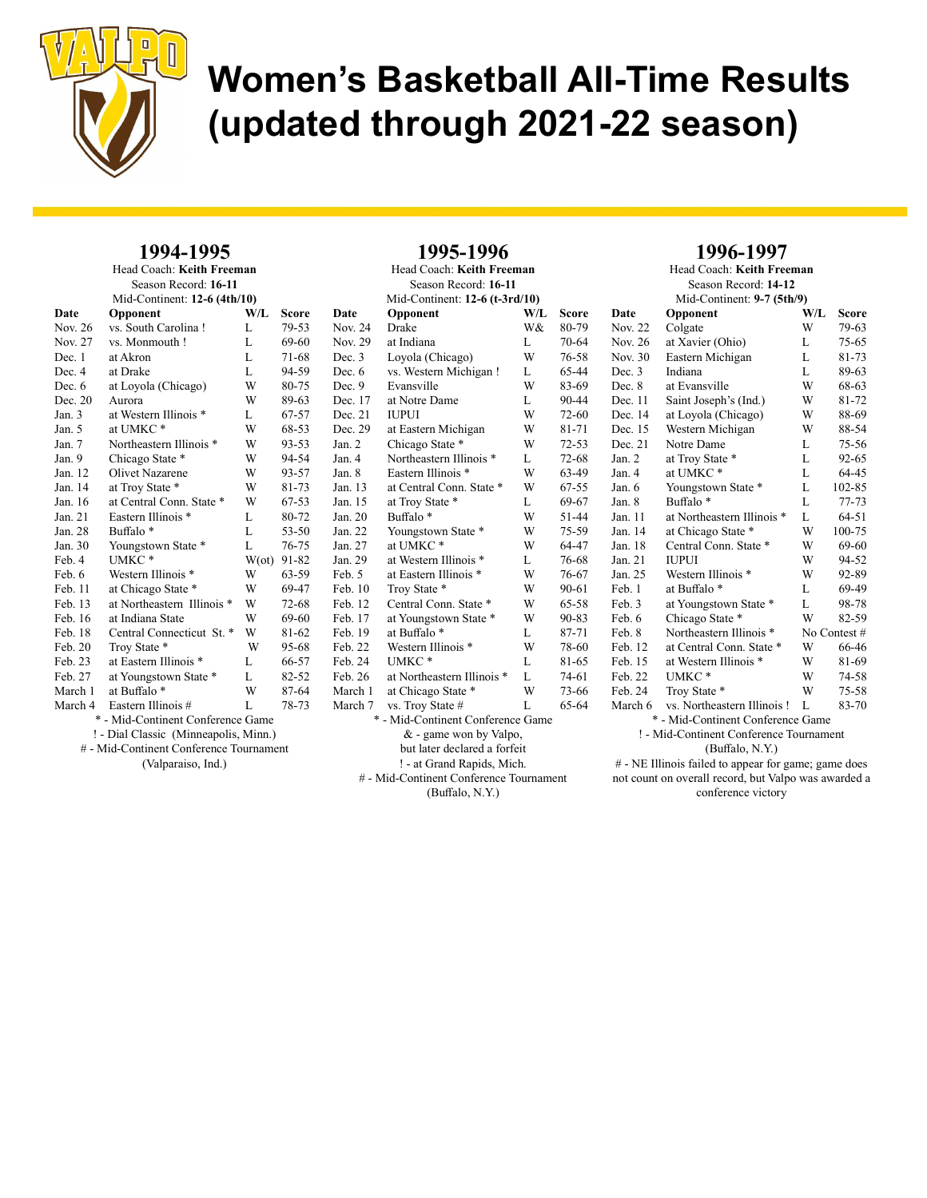# Women's Basketball All-Time Results (updated through 2021-22 season)

## 1994-1995

Head Coach: **Keith Freeman**
Season Record: **16-11**
Mid-Continent: **12-6 (4th/10)**

| Date | Opponent | W/L | Score |
|---|---|---|---|
| Nov. 26 | vs. South Carolina ! | L | 79-53 |
| Nov. 27 | vs. Monmouth ! | L | 69-60 |
| Dec. 1 | at Akron | L | 71-68 |
| Dec. 4 | at Drake | L | 94-59 |
| Dec. 6 | at Loyola (Chicago) | W | 80-75 |
| Dec. 20 | Aurora | W | 89-63 |
| Jan. 3 | at Western Illinois * | L | 67-57 |
| Jan. 5 | at UMKC * | W | 68-53 |
| Jan. 7 | Northeastern Illinois * | W | 93-53 |
| Jan. 9 | Chicago State * | W | 94-54 |
| Jan. 12 | Olivet Nazarene | W | 93-57 |
| Jan. 14 | at Troy State * | W | 81-73 |
| Jan. 16 | at Central Conn. State * | W | 67-53 |
| Jan. 21 | Eastern Illinois * | L | 80-72 |
| Jan. 28 | Buffalo * | L | 53-50 |
| Jan. 30 | Youngstown State * | L | 76-75 |
| Feb. 4 | UMKC * | W(ot) | 91-82 |
| Feb. 6 | Western Illinois * | W | 63-59 |
| Feb. 11 | at Chicago State * | W | 69-47 |
| Feb. 13 | at Northeastern Illinois * | W | 72-68 |
| Feb. 16 | at Indiana State | W | 69-60 |
| Feb. 18 | Central Connecticut St. * | W | 81-62 |
| Feb. 20 | Troy State * | W | 95-68 |
| Feb. 23 | at Eastern Illinois * | L | 66-57 |
| Feb. 27 | at Youngstown State * | L | 82-52 |
| March 1 | at Buffalo * | W | 87-64 |
| March 4 | Eastern Illinois # | L | 78-73 |

\* - Mid-Continent Conference Game
! - Dial Classic (Minneapolis, Minn.)
# - Mid-Continent Conference Tournament (Valparaiso, Ind.)

## 1995-1996

Head Coach: **Keith Freeman**
Season Record: **16-11**
Mid-Continent: **12-6 (t-3rd/10)**

| Date | Opponent | W/L | Score |
|---|---|---|---|
| Nov. 24 | Drake | W& | 80-79 |
| Nov. 29 | at Indiana | L | 70-64 |
| Dec. 3 | Loyola (Chicago) | W | 76-58 |
| Dec. 6 | vs. Western Michigan ! | L | 65-44 |
| Dec. 9 | Evansville | W | 83-69 |
| Dec. 17 | at Notre Dame | L | 90-44 |
| Dec. 21 | IUPUI | W | 72-60 |
| Dec. 29 | at Eastern Michigan | W | 81-71 |
| Jan. 2 | Chicago State * | W | 72-53 |
| Jan. 4 | Northeastern Illinois * | L | 72-68 |
| Jan. 8 | Eastern Illinois * | W | 63-49 |
| Jan. 13 | at Central Conn. State * | W | 67-55 |
| Jan. 15 | at Troy State * | L | 69-67 |
| Jan. 20 | Buffalo * | W | 51-44 |
| Jan. 22 | Youngstown State * | W | 75-59 |
| Jan. 27 | at UMKC * | W | 64-47 |
| Jan. 29 | at Western Illinois * | L | 76-68 |
| Feb. 5 | at Eastern Illinois * | W | 76-67 |
| Feb. 10 | Troy State * | W | 90-61 |
| Feb. 12 | Central Conn. State * | W | 65-58 |
| Feb. 17 | at Youngstown State * | W | 90-83 |
| Feb. 19 | at Buffalo * | L | 87-71 |
| Feb. 22 | Western Illinois * | W | 78-60 |
| Feb. 24 | UMKC * | L | 81-65 |
| Feb. 26 | at Northeastern Illinois * | L | 74-61 |
| March 1 | at Chicago State * | W | 73-66 |
| March 7 | vs. Troy State # | L | 65-64 |

\* - Mid-Continent Conference Game
& - game won by Valpo, but later declared a forfeit
! - at Grand Rapids, Mich.
# - Mid-Continent Conference Tournament (Buffalo, N.Y.)

## 1996-1997

Head Coach: **Keith Freeman**
Season Record: **14-12**
Mid-Continent: **9-7 (5th/9)**

| Date | Opponent | W/L | Score |
|---|---|---|---|
| Nov. 22 | Colgate | W | 79-63 |
| Nov. 26 | at Xavier (Ohio) | L | 75-65 |
| Nov. 30 | Eastern Michigan | L | 81-73 |
| Dec. 3 | Indiana | L | 89-63 |
| Dec. 8 | at Evansville | W | 68-63 |
| Dec. 11 | Saint Joseph's (Ind.) | W | 81-72 |
| Dec. 14 | at Loyola (Chicago) | W | 88-69 |
| Dec. 15 | Western Michigan | W | 88-54 |
| Dec. 21 | Notre Dame | L | 75-56 |
| Jan. 2 | at Troy State * | L | 92-65 |
| Jan. 4 | at UMKC * | L | 64-45 |
| Jan. 6 | Youngstown State * | L | 102-85 |
| Jan. 8 | Buffalo * | L | 77-73 |
| Jan. 11 | at Northeastern Illinois * | L | 64-51 |
| Jan. 14 | at Chicago State * | W | 100-75 |
| Jan. 18 | Central Conn. State * | W | 69-60 |
| Jan. 21 | IUPUI | W | 94-52 |
| Jan. 25 | Western Illinois * | W | 92-89 |
| Feb. 1 | at Buffalo * | L | 69-49 |
| Feb. 3 | at Youngstown State * | L | 98-78 |
| Feb. 6 | Chicago State * | W | 82-59 |
| Feb. 8 | Northeastern Illinois * | No Contest # | |
| Feb. 12 | at Central Conn. State * | W | 66-46 |
| Feb. 15 | at Western Illinois * | W | 81-69 |
| Feb. 22 | UMKC * | W | 74-58 |
| Feb. 24 | Troy State * | W | 75-58 |
| March 6 | vs. Northeastern Illinois ! | L | 83-70 |

\* - Mid-Continent Conference Game
! - Mid-Continent Conference Tournament (Buffalo, N.Y.)
# - NE Illinois failed to appear for game; game does not count on overall record, but Valpo was awarded a conference victory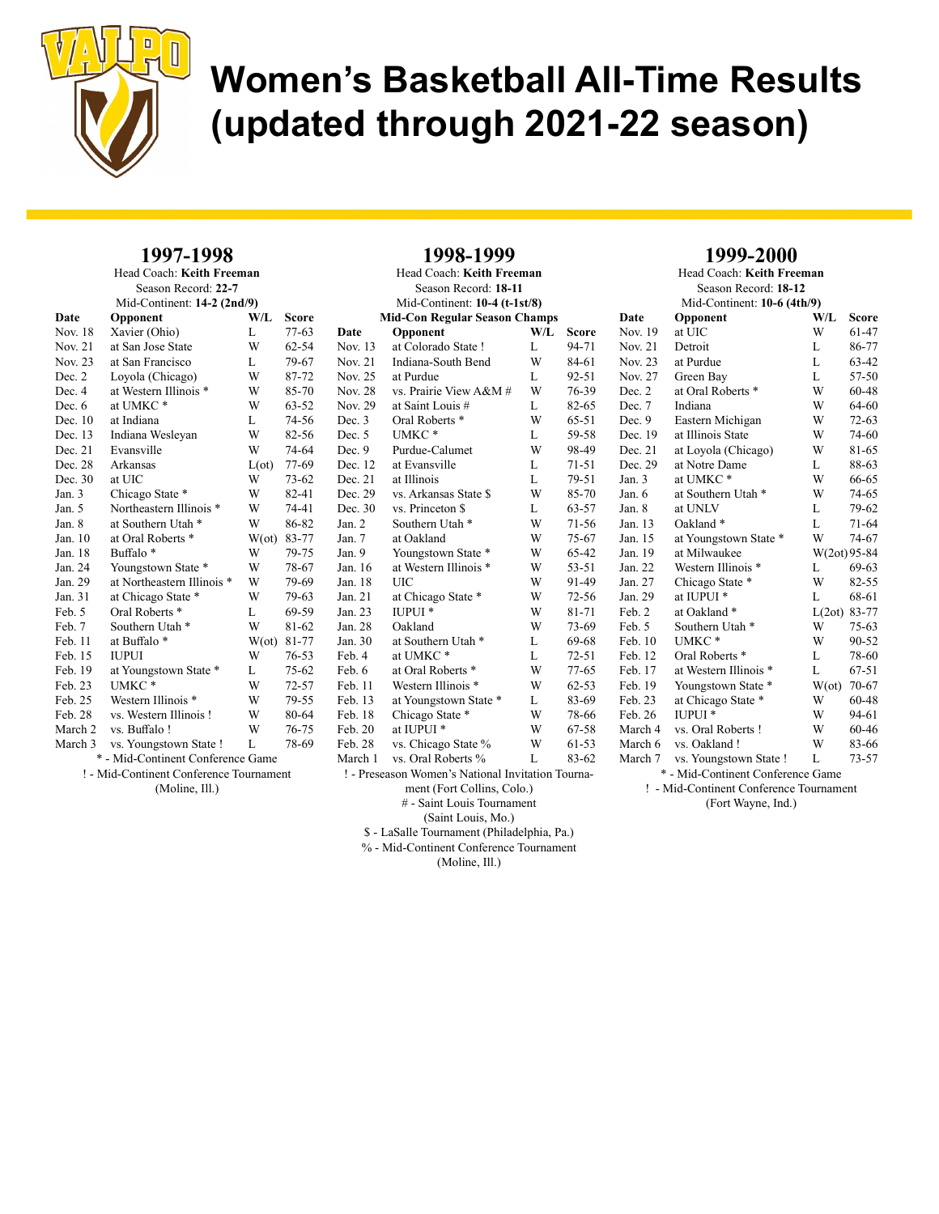# Women's Basketball All-Time Results (updated through 2021-22 season)

## 1997-1998

Head Coach: **Keith Freeman**
Season Record: **22-7**
Mid-Continent: **14-2 (2nd/9)**

| Date | Opponent | W/L | Score |
|---|---|---|---|
| Nov. 18 | Xavier (Ohio) | L | 77-63 |
| Nov. 21 | at San Jose State | W | 62-54 |
| Nov. 23 | at San Francisco | L | 79-67 |
| Dec. 2 | Loyola (Chicago) | W | 87-72 |
| Dec. 4 | at Western Illinois * | W | 85-70 |
| Dec. 6 | at UMKC * | W | 63-52 |
| Dec. 10 | at Indiana | L | 74-56 |
| Dec. 13 | Indiana Wesleyan | W | 82-56 |
| Dec. 21 | Evansville | W | 74-64 |
| Dec. 28 | Arkansas | L(ot) | 77-69 |
| Dec. 30 | at UIC | W | 73-62 |
| Jan. 3 | Chicago State * | W | 82-41 |
| Jan. 5 | Northeastern Illinois * | W | 74-41 |
| Jan. 8 | at Southern Utah * | W | 86-82 |
| Jan. 10 | at Oral Roberts * | W(ot) | 83-77 |
| Jan. 18 | Buffalo * | W | 79-75 |
| Jan. 24 | Youngstown State * | W | 78-67 |
| Jan. 29 | at Northeastern Illinois * | W | 79-69 |
| Jan. 31 | at Chicago State * | W | 79-63 |
| Feb. 5 | Oral Roberts * | L | 69-59 |
| Feb. 7 | Southern Utah * | W | 81-62 |
| Feb. 11 | at Buffalo * | W(ot) | 81-77 |
| Feb. 15 | IUPUI | W | 76-53 |
| Feb. 19 | at Youngstown State * | L | 75-62 |
| Feb. 23 | UMKC * | W | 72-57 |
| Feb. 25 | Western Illinois * | W | 79-55 |
| Feb. 28 | vs. Western Illinois ! | W | 80-64 |
| March 2 | vs. Buffalo ! | W | 76-75 |
| March 3 | vs. Youngstown State ! | L | 78-69 |

* - Mid-Continent Conference Game
! - Mid-Continent Conference Tournament (Moline, Ill.)

## 1998-1999

Head Coach: **Keith Freeman**
Season Record: **18-11**
Mid-Continent: **10-4 (t-1st/8)**
**Mid-Con Regular Season Champs**

| Date | Opponent | W/L | Score |
|---|---|---|---|
| Nov. 13 | at Colorado State ! | L | 94-71 |
| Nov. 21 | Indiana-South Bend | W | 84-61 |
| Nov. 25 | at Purdue | L | 92-51 |
| Nov. 28 | vs. Prairie View A&M # | W | 76-39 |
| Nov. 29 | at Saint Louis # | L | 82-65 |
| Dec. 3 | Oral Roberts * | W | 65-51 |
| Dec. 5 | UMKC * | L | 59-58 |
| Dec. 9 | Purdue-Calumet | W | 98-49 |
| Dec. 12 | at Evansville | L | 71-51 |
| Dec. 21 | at Illinois | L | 79-51 |
| Dec. 29 | vs. Arkansas State $ | W | 85-70 |
| Dec. 30 | vs. Princeton $ | L | 63-57 |
| Jan. 2 | Southern Utah * | W | 71-56 |
| Jan. 7 | at Oakland | W | 75-67 |
| Jan. 9 | Youngstown State * | W | 65-42 |
| Jan. 16 | at Western Illinois * | W | 53-51 |
| Jan. 18 | UIC | W | 91-49 |
| Jan. 21 | at Chicago State * | W | 72-56 |
| Jan. 23 | IUPUI * | W | 81-71 |
| Jan. 28 | Oakland | W | 73-69 |
| Jan. 30 | at Southern Utah * | L | 69-68 |
| Feb. 4 | at UMKC * | L | 72-51 |
| Feb. 6 | at Oral Roberts * | W | 77-65 |
| Feb. 11 | Western Illinois * | W | 62-53 |
| Feb. 13 | at Youngstown State * | L | 83-69 |
| Feb. 18 | Chicago State * | W | 78-66 |
| Feb. 20 | at IUPUI * | W | 67-58 |
| Feb. 28 | vs. Chicago State % | W | 61-53 |
| March 1 | vs. Oral Roberts % | L | 83-62 |

! - Preseason Women's National Invitation Tournament (Fort Collins, Colo.)
# - Saint Louis Tournament (Saint Louis, Mo.)
$ - LaSalle Tournament (Philadelphia, Pa.)
% - Mid-Continent Conference Tournament (Moline, Ill.)

## 1999-2000

Head Coach: **Keith Freeman**
Season Record: **18-12**
Mid-Continent: **10-6 (4th/9)**

| Date | Opponent | W/L | Score |
|---|---|---|---|
| Nov. 19 | at UIC | W | 61-47 |
| Nov. 21 | Detroit | L | 86-77 |
| Nov. 23 | at Purdue | L | 63-42 |
| Nov. 27 | Green Bay | L | 57-50 |
| Dec. 2 | at Oral Roberts * | W | 60-48 |
| Dec. 7 | Indiana | W | 64-60 |
| Dec. 9 | Eastern Michigan | W | 72-63 |
| Dec. 19 | at Illinois State | W | 74-60 |
| Dec. 21 | at Loyola (Chicago) | W | 81-65 |
| Dec. 29 | at Notre Dame | L | 88-63 |
| Jan. 3 | at UMKC * | W | 66-65 |
| Jan. 6 | at Southern Utah * | W | 74-65 |
| Jan. 8 | at UNLV | L | 79-62 |
| Jan. 13 | Oakland * | L | 71-64 |
| Jan. 15 | at Youngstown State * | W | 74-67 |
| Jan. 19 | at Milwaukee | W(2ot) | 95-84 |
| Jan. 22 | Western Illinois * | L | 69-63 |
| Jan. 27 | Chicago State * | W | 82-55 |
| Jan. 29 | at IUPUI * | L | 68-61 |
| Feb. 2 | at Oakland * | L(2ot) | 83-77 |
| Feb. 5 | Southern Utah * | W | 75-63 |
| Feb. 10 | UMKC * | W | 90-52 |
| Feb. 12 | Oral Roberts * | L | 78-60 |
| Feb. 17 | at Western Illinois * | L | 67-51 |
| Feb. 19 | Youngstown State * | W(ot) | 70-67 |
| Feb. 23 | at Chicago State * | W | 60-48 |
| Feb. 26 | IUPUI * | W | 94-61 |
| March 4 | vs. Oral Roberts ! | W | 60-46 |
| March 6 | vs. Oakland ! | W | 83-66 |
| March 7 | vs. Youngstown State ! | L | 73-57 |

* - Mid-Continent Conference Game
! - Mid-Continent Conference Tournament (Fort Wayne, Ind.)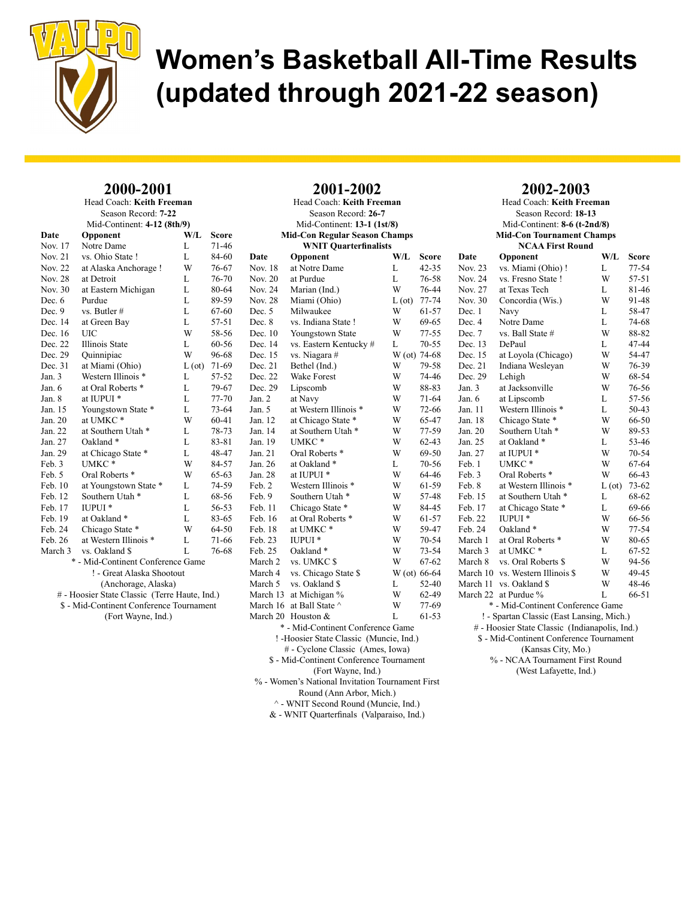# Women's Basketball All-Time Results (updated through 2021-22 season)

## 2000-2001

Head Coach: **Keith Freeman**
Season Record: **7-22**
Mid-Continent: **4-12 (8th/9)**

| Date | Opponent | W/L | Score |
|---|---|---|---|
| Nov. 17 | Notre Dame | L | 71-46 |
| Nov. 21 | vs. Ohio State ! | L | 84-60 |
| Nov. 22 | at Alaska Anchorage ! | W | 76-67 |
| Nov. 28 | at Detroit | L | 76-70 |
| Nov. 30 | at Eastern Michigan | L | 80-64 |
| Dec. 6 | Purdue | L | 89-59 |
| Dec. 9 | vs. Butler # | L | 67-60 |
| Dec. 14 | at Green Bay | L | 57-51 |
| Dec. 16 | UIC | W | 58-56 |
| Dec. 22 | Illinois State | L | 60-56 |
| Dec. 29 | Quinnipiac | W | 96-68 |
| Dec. 31 | at Miami (Ohio) | L (ot) | 71-69 |
| Jan. 3 | Western Illinois * | L | 57-52 |
| Jan. 6 | at Oral Roberts * | L | 79-67 |
| Jan. 8 | at IUPUI * | L | 77-70 |
| Jan. 15 | Youngstown State * | L | 73-64 |
| Jan. 20 | at UMKC * | W | 60-41 |
| Jan. 22 | at Southern Utah * | L | 78-73 |
| Jan. 27 | Oakland * | L | 83-81 |
| Jan. 29 | at Chicago State * | L | 48-47 |
| Feb. 3 | UMKC * | W | 84-57 |
| Feb. 5 | Oral Roberts * | W | 65-63 |
| Feb. 10 | at Youngstown State * | L | 74-59 |
| Feb. 12 | Southern Utah * | L | 68-56 |
| Feb. 17 | IUPUI * | L | 56-53 |
| Feb. 19 | at Oakland * | L | 83-65 |
| Feb. 24 | Chicago State * | W | 64-50 |
| Feb. 26 | at Western Illinois * | L | 71-66 |
| March 3 | vs. Oakland $ | L | 76-68 |

\* - Mid-Continent Conference Game
! - Great Alaska Shootout (Anchorage, Alaska)
# - Hoosier State Classic (Terre Haute, Ind.)
$ - Mid-Continent Conference Tournament (Fort Wayne, Ind.)

## 2001-2002

Head Coach: **Keith Freeman**
Season Record: **26-7**
Mid-Continent: **13-1 (1st/8)**
**Mid-Con Regular Season Champs**
**WNIT Quarterfinalists**

| Date | Opponent | W/L | Score |
|---|---|---|---|
| Nov. 18 | at Notre Dame | L | 42-35 |
| Nov. 20 | at Purdue | L | 76-58 |
| Nov. 24 | Marian (Ind.) | W | 76-44 |
| Nov. 28 | Miami (Ohio) | L (ot) | 77-74 |
| Dec. 5 | Milwaukee | W | 61-57 |
| Dec. 8 | vs. Indiana State ! | W | 69-65 |
| Dec. 10 | Youngstown State | W | 77-55 |
| Dec. 14 | vs. Eastern Kentucky # | L | 70-55 |
| Dec. 15 | vs. Niagara # | W (ot) | 74-68 |
| Dec. 21 | Bethel (Ind.) | W | 79-58 |
| Dec. 22 | Wake Forest | W | 74-46 |
| Dec. 29 | Lipscomb | W | 88-83 |
| Jan. 2 | at Navy | W | 71-64 |
| Jan. 5 | at Western Illinois * | W | 72-66 |
| Jan. 12 | at Chicago State * | W | 65-47 |
| Jan. 14 | at Southern Utah * | W | 77-59 |
| Jan. 19 | UMKC * | W | 62-43 |
| Jan. 21 | Oral Roberts * | W | 69-50 |
| Jan. 26 | at Oakland * | L | 70-56 |
| Jan. 28 | at IUPUI * | W | 64-46 |
| Feb. 2 | Western Illinois * | W | 61-59 |
| Feb. 9 | Southern Utah * | W | 57-48 |
| Feb. 11 | Chicago State * | W | 84-45 |
| Feb. 16 | at Oral Roberts * | W | 61-57 |
| Feb. 18 | at UMKC * | W | 59-47 |
| Feb. 23 | IUPUI * | W | 70-54 |
| Feb. 25 | Oakland * | W | 73-54 |
| March 2 | vs. UMKC $ | W | 67-62 |
| March 4 | vs. Chicago State $ | W (ot) | 66-64 |
| March 5 | vs. Oakland $ | L | 52-40 |
| March 13 | at Michigan % | W | 62-49 |
| March 16 | at Ball State ^ | W | 77-69 |
| March 20 | Houston & | L | 61-53 |

\* - Mid-Continent Conference Game
! -Hoosier State Classic (Muncie, Ind.)
# - Cyclone Classic (Ames, Iowa)
$ - Mid-Continent Conference Tournament (Fort Wayne, Ind.)
% - Women's National Invitation Tournament First Round (Ann Arbor, Mich.)
^ - WNIT Second Round (Muncie, Ind.)
& - WNIT Quarterfinals (Valparaiso, Ind.)

## 2002-2003

Head Coach: **Keith Freeman**
Season Record: **18-13**
Mid-Continent: **8-6 (t-2nd/8)**
**Mid-Con Tournament Champs**
**NCAA First Round**

| Date | Opponent | W/L | Score |
|---|---|---|---|
| Nov. 23 | vs. Miami (Ohio) ! | L | 77-54 |
| Nov. 24 | vs. Fresno State ! | W | 57-51 |
| Nov. 27 | at Texas Tech | L | 81-46 |
| Nov. 30 | Concordia (Wis.) | W | 91-48 |
| Dec. 1 | Navy | L | 58-47 |
| Dec. 4 | Notre Dame | L | 74-68 |
| Dec. 7 | vs. Ball State # | W | 88-82 |
| Dec. 13 | DePaul | L | 47-44 |
| Dec. 15 | at Loyola (Chicago) | W | 54-47 |
| Dec. 21 | Indiana Wesleyan | W | 76-39 |
| Dec. 29 | Lehigh | W | 68-54 |
| Jan. 3 | at Jacksonville | W | 76-56 |
| Jan. 6 | at Lipscomb | L | 57-56 |
| Jan. 11 | Western Illinois * | L | 50-43 |
| Jan. 18 | Chicago State * | W | 66-50 |
| Jan. 20 | Southern Utah * | W | 89-53 |
| Jan. 25 | at Oakland * | L | 53-46 |
| Jan. 27 | at IUPUI * | W | 70-54 |
| Feb. 1 | UMKC * | W | 67-64 |
| Feb. 3 | Oral Roberts * | W | 66-43 |
| Feb. 8 | at Western Illinois * | L (ot) | 73-62 |
| Feb. 15 | at Southern Utah * | L | 68-62 |
| Feb. 17 | at Chicago State * | L | 69-66 |
| Feb. 22 | IUPUI * | W | 66-56 |
| Feb. 24 | Oakland * | W | 77-54 |
| March 1 | at Oral Roberts * | W | 80-65 |
| March 3 | at UMKC * | L | 67-52 |
| March 8 | vs. Oral Roberts $ | W | 94-56 |
| March 10 | vs. Western Illinois $ | W | 49-45 |
| March 11 | vs. Oakland $ | W | 48-46 |
| March 22 | at Purdue % | L | 66-51 |

\* - Mid-Continent Conference Game
! - Spartan Classic (East Lansing, Mich.)
# - Hoosier State Classic (Indianapolis, Ind.)
$ - Mid-Continent Conference Tournament (Kansas City, Mo.)
% - NCAA Tournament First Round (West Lafayette, Ind.)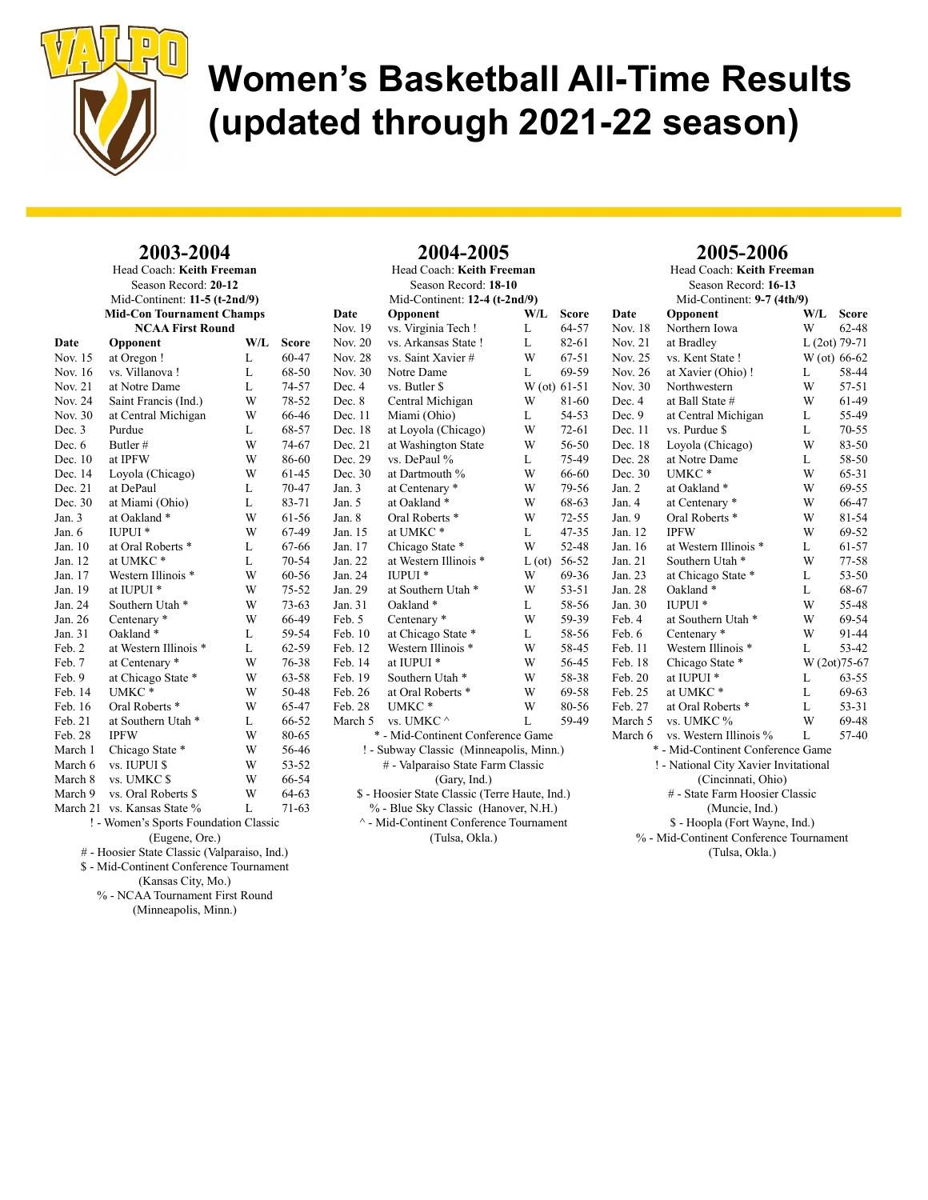# Women's Basketball All-Time Results (updated through 2021-22 season)

## 2003-2004

Head Coach: **Keith Freeman**
Season Record: **20-12**
Mid-Continent: **11-5 (t-2nd/9)**
**Mid-Con Tournament Champs**
**NCAA First Round**

| Date | Opponent | W/L | Score |
|---|---|---|---|
| Nov. 15 | at Oregon ! | L | 60-47 |
| Nov. 16 | vs. Villanova ! | L | 68-50 |
| Nov. 21 | at Notre Dame | L | 74-57 |
| Nov. 24 | Saint Francis (Ind.) | W | 78-52 |
| Nov. 30 | at Central Michigan | W | 66-46 |
| Dec. 3 | Purdue | L | 68-57 |
| Dec. 6 | Butler # | W | 74-67 |
| Dec. 10 | at IPFW | W | 86-60 |
| Dec. 14 | Loyola (Chicago) | W | 61-45 |
| Dec. 21 | at DePaul | L | 70-47 |
| Dec. 30 | at Miami (Ohio) | L | 83-71 |
| Jan. 3 | at Oakland * | W | 61-56 |
| Jan. 6 | IUPUI * | W | 67-49 |
| Jan. 10 | at Oral Roberts * | L | 67-66 |
| Jan. 12 | at UMKC * | L | 70-54 |
| Jan. 17 | Western Illinois * | W | 60-56 |
| Jan. 19 | at IUPUI * | W | 75-52 |
| Jan. 24 | Southern Utah * | W | 73-63 |
| Jan. 26 | Centenary * | W | 66-49 |
| Jan. 31 | Oakland * | L | 59-54 |
| Feb. 2 | at Western Illinois * | L | 62-59 |
| Feb. 7 | at Centenary * | W | 76-38 |
| Feb. 9 | at Chicago State * | W | 63-58 |
| Feb. 14 | UMKC * | W | 50-48 |
| Feb. 16 | Oral Roberts * | W | 65-47 |
| Feb. 21 | at Southern Utah * | L | 66-52 |
| Feb. 28 | IPFW | W | 80-65 |
| March 1 | Chicago State * | W | 56-46 |
| March 6 | vs. IUPUI $ | W | 53-52 |
| March 8 | vs. UMKC $ | W | 66-54 |
| March 9 | vs. Oral Roberts $ | W | 64-63 |
| March 21 | vs. Kansas State % | L | 71-63 |

! - Women's Sports Foundation Classic (Eugene, Ore.)
# - Hoosier State Classic (Valparaiso, Ind.)
$ - Mid-Continent Conference Tournament (Kansas City, Mo.)
% - NCAA Tournament First Round (Minneapolis, Minn.)

## 2004-2005

Head Coach: **Keith Freeman**
Season Record: **18-10**
Mid-Continent: **12-4 (t-2nd/9)**

| Date | Opponent | W/L | Score |
|---|---|---|---|
| Nov. 19 | vs. Virginia Tech ! | L | 64-57 |
| Nov. 20 | vs. Arkansas State ! | L | 82-61 |
| Nov. 28 | vs. Saint Xavier # | W | 67-51 |
| Nov. 30 | Notre Dame | L | 69-59 |
| Dec. 4 | vs. Butler $ | W (ot) | 61-51 |
| Dec. 8 | Central Michigan | W | 81-60 |
| Dec. 11 | Miami (Ohio) | L | 54-53 |
| Dec. 18 | at Loyola (Chicago) | W | 72-61 |
| Dec. 21 | at Washington State | W | 56-50 |
| Dec. 29 | vs. DePaul % | L | 75-49 |
| Dec. 30 | at Dartmouth % | W | 66-60 |
| Jan. 3 | at Centenary * | W | 79-56 |
| Jan. 5 | at Oakland * | W | 68-63 |
| Jan. 8 | Oral Roberts * | W | 72-55 |
| Jan. 15 | at UMKC * | L | 47-35 |
| Jan. 17 | Chicago State * | W | 52-48 |
| Jan. 22 | at Western Illinois * | L (ot) | 56-52 |
| Jan. 24 | IUPUI * | W | 69-36 |
| Jan. 29 | at Southern Utah * | W | 53-51 |
| Jan. 31 | Oakland * | L | 58-56 |
| Feb. 5 | Centenary * | W | 59-39 |
| Feb. 10 | at Chicago State * | L | 58-56 |
| Feb. 12 | Western Illinois * | W | 58-45 |
| Feb. 14 | at IUPUI * | W | 56-45 |
| Feb. 19 | Southern Utah * | W | 58-38 |
| Feb. 26 | at Oral Roberts * | W | 69-58 |
| Feb. 28 | UMKC * | W | 80-56 |
| March 5 | vs. UMKC ^ | L | 59-49 |

* - Mid-Continent Conference Game
! - Subway Classic (Minneapolis, Minn.)
# - Valparaiso State Farm Classic (Gary, Ind.)
$ - Hoosier State Classic (Terre Haute, Ind.)
% - Blue Sky Classic (Hanover, N.H.)
^ - Mid-Continent Conference Tournament (Tulsa, Okla.)

## 2005-2006

Head Coach: **Keith Freeman**
Season Record: **16-13**
Mid-Continent: **9-7 (4th/9)**

| Date | Opponent | W/L | Score |
|---|---|---|---|
| Nov. 18 | Northern Iowa | W | 62-48 |
| Nov. 21 | at Bradley | L (2ot) | 79-71 |
| Nov. 25 | vs. Kent State ! | W (ot) | 66-62 |
| Nov. 26 | at Xavier (Ohio) ! | L | 58-44 |
| Nov. 30 | Northwestern | W | 57-51 |
| Dec. 4 | at Ball State # | W | 61-49 |
| Dec. 9 | at Central Michigan | L | 55-49 |
| Dec. 11 | vs. Purdue $ | L | 70-55 |
| Dec. 18 | Loyola (Chicago) | W | 83-50 |
| Dec. 28 | at Notre Dame | L | 58-50 |
| Dec. 30 | UMKC * | W | 65-31 |
| Jan. 2 | at Oakland * | W | 69-55 |
| Jan. 4 | at Centenary * | W | 66-47 |
| Jan. 7 | Oral Roberts * | W | 81-54 |
| Jan. 9 | IPFW | W | 69-52 |
| Jan. 16 | at Western Illinois * | L | 61-57 |
| Jan. 21 | Southern Utah * | W | 77-58 |
| Jan. 23 | at Chicago State * | L | 53-50 |
| Jan. 28 | Oakland * | L | 68-67 |
| Jan. 30 | IUPUI * | W | 55-48 |
| Feb. 4 | at Southern Utah * | W | 69-54 |
| Feb. 6 | Centenary * | W | 91-44 |
| Feb. 11 | Western Illinois * | L | 53-42 |
| Feb. 18 | Chicago State * | W (2ot) | 75-67 |
| Feb. 20 | at IUPUI * | L | 63-55 |
| Feb. 25 | at UMKC * | L | 69-63 |
| Feb. 27 | at Oral Roberts * | L | 53-31 |
| March 5 | vs. UMKC % | W | 69-48 |
| March 6 | vs. Western Illinois % | L | 57-40 |

* - Mid-Continent Conference Game
! - National City Xavier Invitational (Cincinnati, Ohio)
# - State Farm Hoosier Classic (Muncie, Ind.)
$ - Hoopla (Fort Wayne, Ind.)
% - Mid-Continent Conference Tournament (Tulsa, Okla.)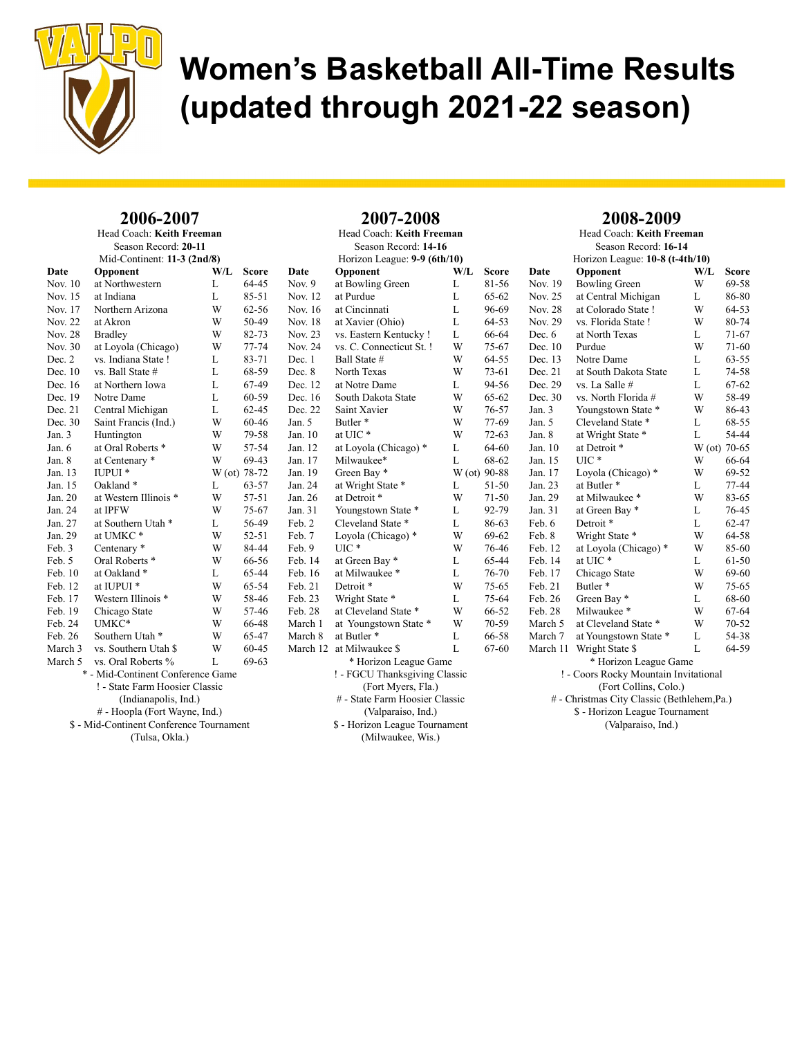# Women's Basketball All-Time Results (updated through 2021-22 season)

## 2006-2007

Head Coach: **Keith Freeman**
Season Record: **20-11**
Mid-Continent: **11-3 (2nd/8)**

| Date | Opponent | W/L | Score |
|---|---|---|---|
| Nov. 10 | at Northwestern | L | 64-45 |
| Nov. 15 | at Indiana | L | 85-51 |
| Nov. 17 | Northern Arizona | W | 62-56 |
| Nov. 22 | at Akron | W | 50-49 |
| Nov. 28 | Bradley | W | 82-73 |
| Nov. 30 | at Loyola (Chicago) | W | 77-74 |
| Dec. 2 | vs. Indiana State ! | L | 83-71 |
| Dec. 10 | vs. Ball State # | L | 68-59 |
| Dec. 16 | at Northern Iowa | L | 67-49 |
| Dec. 19 | Notre Dame | L | 60-59 |
| Dec. 21 | Central Michigan | L | 62-45 |
| Dec. 30 | Saint Francis (Ind.) | W | 60-46 |
| Jan. 3 | Huntington | W | 79-58 |
| Jan. 6 | at Oral Roberts * | W | 57-54 |
| Jan. 8 | at Centenary * | W | 69-43 |
| Jan. 13 | IUPUI * | W (ot) | 78-72 |
| Jan. 15 | Oakland * | L | 63-57 |
| Jan. 20 | at Western Illinois * | W | 57-51 |
| Jan. 24 | at IPFW | W | 75-67 |
| Jan. 27 | at Southern Utah * | L | 56-49 |
| Jan. 29 | at UMKC * | W | 52-51 |
| Feb. 3 | Centenary * | W | 84-44 |
| Feb. 5 | Oral Roberts * | W | 66-56 |
| Feb. 10 | at Oakland * | L | 65-44 |
| Feb. 12 | at IUPUI * | W | 65-54 |
| Feb. 17 | Western Illinois * | W | 58-46 |
| Feb. 19 | Chicago State | W | 57-46 |
| Feb. 24 | UMKC* | W | 66-48 |
| Feb. 26 | Southern Utah * | W | 65-47 |
| March 3 | vs. Southern Utah $ | W | 60-45 |
| March 5 | vs. Oral Roberts % | L | 69-63 |

\* - Mid-Continent Conference Game
! - State Farm Hoosier Classic (Indianapolis, Ind.)
# - Hoopla (Fort Wayne, Ind.)
$ - Mid-Continent Conference Tournament (Tulsa, Okla.)

## 2007-2008

Head Coach: **Keith Freeman**
Season Record: **14-16**
Horizon League: **9-9 (6th/10)**

| Date | Opponent | W/L | Score |
|---|---|---|---|
| Nov. 9 | at Bowling Green | L | 81-56 |
| Nov. 12 | at Purdue | L | 65-62 |
| Nov. 16 | at Cincinnati | L | 96-69 |
| Nov. 18 | at Xavier (Ohio) | L | 64-53 |
| Nov. 23 | vs. Eastern Kentucky ! | L | 66-64 |
| Nov. 24 | vs. C. Connecticut St. ! | W | 75-67 |
| Dec. 1 | Ball State # | W | 64-55 |
| Dec. 8 | North Texas | W | 73-61 |
| Dec. 12 | at Notre Dame | L | 94-56 |
| Dec. 16 | South Dakota State | W | 65-62 |
| Dec. 22 | Saint Xavier | W | 76-57 |
| Jan. 5 | Butler * | W | 77-69 |
| Jan. 10 | at UIC * | W | 72-63 |
| Jan. 12 | at Loyola (Chicago) * | L | 64-60 |
| Jan. 17 | Milwaukee* | L | 68-62 |
| Jan. 19 | Green Bay * | W (ot) | 90-88 |
| Jan. 24 | at Wright State * | L | 51-50 |
| Jan. 26 | at Detroit * | W | 71-50 |
| Jan. 31 | Youngstown State * | L | 92-79 |
| Feb. 2 | Cleveland State * | L | 86-63 |
| Feb. 7 | Loyola (Chicago) * | W | 69-62 |
| Feb. 9 | UIC * | W | 76-46 |
| Feb. 14 | at Green Bay * | L | 65-44 |
| Feb. 16 | at Milwaukee * | L | 76-70 |
| Feb. 21 | Detroit * | W | 75-65 |
| Feb. 23 | Wright State * | L | 75-64 |
| Feb. 28 | at Cleveland State * | W | 66-52 |
| March 1 | at Youngstown State * | W | 70-59 |
| March 8 | at Butler * | L | 66-58 |
| March 12 | at Milwaukee $ | L | 67-60 |

\* Horizon League Game
! - FGCU Thanksgiving Classic (Fort Myers, Fla.)
# - State Farm Hoosier Classic (Valparaiso, Ind.)
$ - Horizon League Tournament (Milwaukee, Wis.)

## 2008-2009

Head Coach: **Keith Freeman**
Season Record: **16-14**
Horizon League: **10-8 (t-4th/10)**

| Date | Opponent | W/L | Score |
|---|---|---|---|
| Nov. 19 | Bowling Green | W | 69-58 |
| Nov. 25 | at Central Michigan | L | 86-80 |
| Nov. 28 | at Colorado State ! | W | 64-53 |
| Nov. 29 | vs. Florida State ! | W | 80-74 |
| Dec. 6 | at North Texas | L | 71-67 |
| Dec. 10 | Purdue | W | 71-60 |
| Dec. 13 | Notre Dame | L | 63-55 |
| Dec. 21 | at South Dakota State | L | 74-58 |
| Dec. 29 | vs. La Salle # | L | 67-62 |
| Dec. 30 | vs. North Florida # | W | 58-49 |
| Jan. 3 | Youngstown State * | W | 86-43 |
| Jan. 5 | Cleveland State * | L | 68-55 |
| Jan. 8 | at Wright State * | L | 54-44 |
| Jan. 10 | at Detroit * | W (ot) | 70-65 |
| Jan. 15 | UIC * | W | 66-64 |
| Jan. 17 | Loyola (Chicago) * | W | 69-52 |
| Jan. 23 | at Butler * | L | 77-44 |
| Jan. 29 | at Milwaukee * | W | 83-65 |
| Jan. 31 | at Green Bay * | L | 76-45 |
| Feb. 6 | Detroit * | L | 62-47 |
| Feb. 8 | Wright State * | W | 64-58 |
| Feb. 12 | at Loyola (Chicago) * | W | 85-60 |
| Feb. 14 | at UIC * | L | 61-50 |
| Feb. 17 | Chicago State | W | 69-60 |
| Feb. 21 | Butler * | W | 75-65 |
| Feb. 26 | Green Bay * | L | 68-60 |
| Feb. 28 | Milwaukee * | W | 67-64 |
| March 5 | at Cleveland State * | W | 70-52 |
| March 7 | at Youngstown State * | L | 54-38 |
| March 11 | Wright State $ | L | 64-59 |

\* Horizon League Game
! - Coors Rocky Mountain Invitational (Fort Collins, Colo.)
# - Christmas City Classic (Bethlehem,Pa.)
$ - Horizon League Tournament (Valparaiso, Ind.)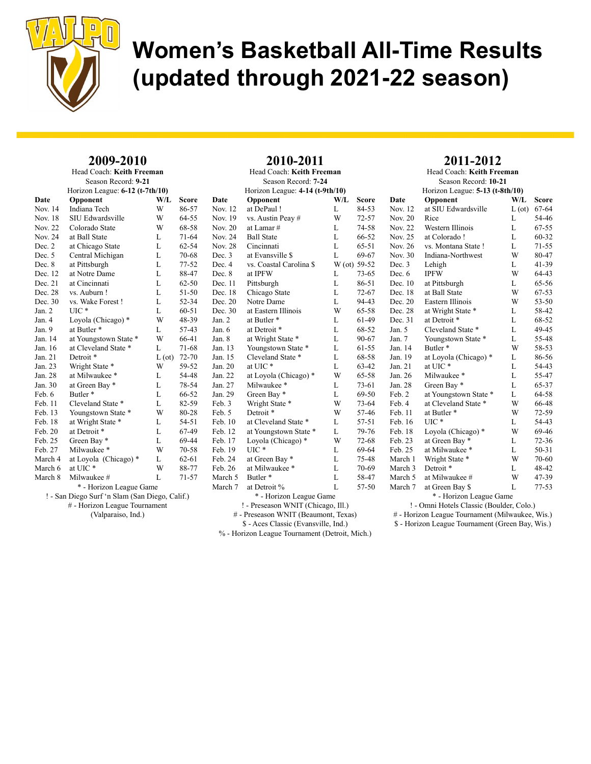# Women's Basketball All-Time Results (updated through 2021-22 season)

## 2009-2010

Head Coach: **Keith Freeman**
Season Record: **9-21**
Horizon League: **6-12 (t-7th/10)**

| Date | Opponent | W/L | Score |
|---|---|---|---|
| Nov. 14 | Indiana Tech | W | 86-57 |
| Nov. 18 | SIU Edwardsville | W | 64-55 |
| Nov. 22 | Colorado State | W | 68-58 |
| Nov. 24 | at Ball State | L | 71-64 |
| Dec. 2 | at Chicago State | L | 62-54 |
| Dec. 5 | Central Michigan | L | 70-68 |
| Dec. 8 | at Pittsburgh | L | 77-52 |
| Dec. 12 | at Notre Dame | L | 88-47 |
| Dec. 21 | at Cincinnati | L | 62-50 |
| Dec. 28 | vs. Auburn ! | L | 51-50 |
| Dec. 30 | vs. Wake Forest ! | L | 52-34 |
| Jan. 2 | UIC * | L | 60-51 |
| Jan. 4 | Loyola (Chicago) * | W | 48-39 |
| Jan. 9 | at Butler * | L | 57-43 |
| Jan. 14 | at Youngstown State * | W | 66-41 |
| Jan. 16 | at Cleveland State * | L | 71-68 |
| Jan. 21 | Detroit * | L (ot) | 72-70 |
| Jan. 23 | Wright State * | W | 59-52 |
| Jan. 28 | at Milwaukee * | L | 54-48 |
| Jan. 30 | at Green Bay * | L | 78-54 |
| Feb. 6 | Butler * | L | 66-52 |
| Feb. 11 | Cleveland State * | L | 82-59 |
| Feb. 13 | Youngstown State * | W | 80-28 |
| Feb. 18 | at Wright State * | L | 54-51 |
| Feb. 20 | at Detroit * | L | 67-49 |
| Feb. 25 | Green Bay * | L | 69-44 |
| Feb. 27 | Milwaukee * | W | 70-58 |
| March 4 | at Loyola (Chicago) * | L | 62-61 |
| March 6 | at UIC * | W | 88-77 |
| March 8 | Milwaukee # | L | 71-57 |

\* - Horizon League Game
! - San Diego Surf 'n Slam (San Diego, Calif.)
# - Horizon League Tournament (Valparaiso, Ind.)

## 2010-2011

Head Coach: **Keith Freeman**
Season Record: **7-24**
Horizon League: **4-14 (t-9th/10)**

| Date | Opponent | W/L | Score |
|---|---|---|---|
| Nov. 12 | at DePaul ! | L | 84-53 |
| Nov. 19 | vs. Austin Peay # | W | 72-57 |
| Nov. 20 | at Lamar # | L | 74-58 |
| Nov. 24 | Ball State | L | 66-52 |
| Nov. 28 | Cincinnati | L | 65-51 |
| Dec. 3 | at Evansville $ | L | 69-67 |
| Dec. 4 | vs. Coastal Carolina $ | W (ot) | 59-52 |
| Dec. 8 | at IPFW | L | 73-65 |
| Dec. 11 | Pittsburgh | L | 86-51 |
| Dec. 18 | Chicago State | L | 72-67 |
| Dec. 20 | Notre Dame | L | 94-43 |
| Dec. 30 | at Eastern Illinois | W | 65-58 |
| Jan. 2 | at Butler * | L | 61-49 |
| Jan. 6 | at Detroit * | L | 68-52 |
| Jan. 8 | at Wright State * | L | 90-67 |
| Jan. 13 | Youngstown State * | L | 61-55 |
| Jan. 15 | Cleveland State * | L | 68-58 |
| Jan. 20 | at UIC * | L | 63-42 |
| Jan. 22 | at Loyola (Chicago) * | W | 65-58 |
| Jan. 27 | Milwaukee * | L | 73-61 |
| Jan. 29 | Green Bay * | L | 69-50 |
| Feb. 3 | Wright State * | W | 73-64 |
| Feb. 5 | Detroit * | W | 57-46 |
| Feb. 10 | at Cleveland State * | L | 57-51 |
| Feb. 12 | at Youngstown State * | L | 79-76 |
| Feb. 17 | Loyola (Chicago) * | W | 72-68 |
| Feb. 19 | UIC * | L | 69-64 |
| Feb. 24 | at Green Bay * | L | 75-48 |
| Feb. 26 | at Milwaukee * | L | 70-69 |
| March 5 | Butler * | L | 58-47 |
| March 7 | at Detroit % | L | 57-50 |

\* - Horizon League Game
! - Preseason WNIT (Chicago, Ill.)
# - Preseason WNIT (Beaumont, Texas)
$ - Aces Classic (Evansville, Ind.)
% - Horizon League Tournament (Detroit, Mich.)

## 2011-2012

Head Coach: **Keith Freeman**
Season Record: **10-21**
Horizon League: **5-13 (t-8th/10)**

| Date | Opponent | W/L | Score |
|---|---|---|---|
| Nov. 12 | at SIU Edwardsville | L (ot) | 67-64 |
| Nov. 20 | Rice | L | 54-46 |
| Nov. 22 | Western Illinois | L | 67-55 |
| Nov. 25 | at Colorado ! | L | 60-32 |
| Nov. 26 | vs. Montana State ! | L | 71-55 |
| Nov. 30 | Indiana-Northwest | W | 80-47 |
| Dec. 3 | Lehigh | L | 41-39 |
| Dec. 6 | IPFW | W | 64-43 |
| Dec. 10 | at Pittsburgh | L | 65-56 |
| Dec. 18 | at Ball State | W | 67-53 |
| Dec. 20 | Eastern Illinois | W | 53-50 |
| Dec. 28 | at Wright State * | L | 58-42 |
| Dec. 31 | at Detroit * | L | 68-52 |
| Jan. 5 | Cleveland State * | L | 49-45 |
| Jan. 7 | Youngstown State * | L | 55-48 |
| Jan. 14 | Butler * | W | 58-53 |
| Jan. 19 | at Loyola (Chicago) * | L | 86-56 |
| Jan. 21 | at UIC * | L | 54-43 |
| Jan. 26 | Milwaukee * | L | 55-47 |
| Jan. 28 | Green Bay * | L | 65-37 |
| Feb. 2 | at Youngstown State * | L | 64-58 |
| Feb. 4 | at Cleveland State * | W | 66-48 |
| Feb. 11 | at Butler * | W | 72-59 |
| Feb. 16 | UIC * | L | 54-43 |
| Feb. 18 | Loyola (Chicago) * | W | 69-46 |
| Feb. 23 | at Green Bay * | L | 72-36 |
| Feb. 25 | at Milwaukee * | L | 50-31 |
| March 1 | Wright State * | W | 70-60 |
| March 3 | Detroit * | L | 48-42 |
| March 5 | at Milwaukee # | W | 47-39 |
| March 7 | at Green Bay $ | L | 77-53 |

\* - Horizon League Game
! - Omni Hotels Classic (Boulder, Colo.)
# - Horizon League Tournament (Milwaukee, Wis.)
$ - Horizon League Tournament (Green Bay, Wis.)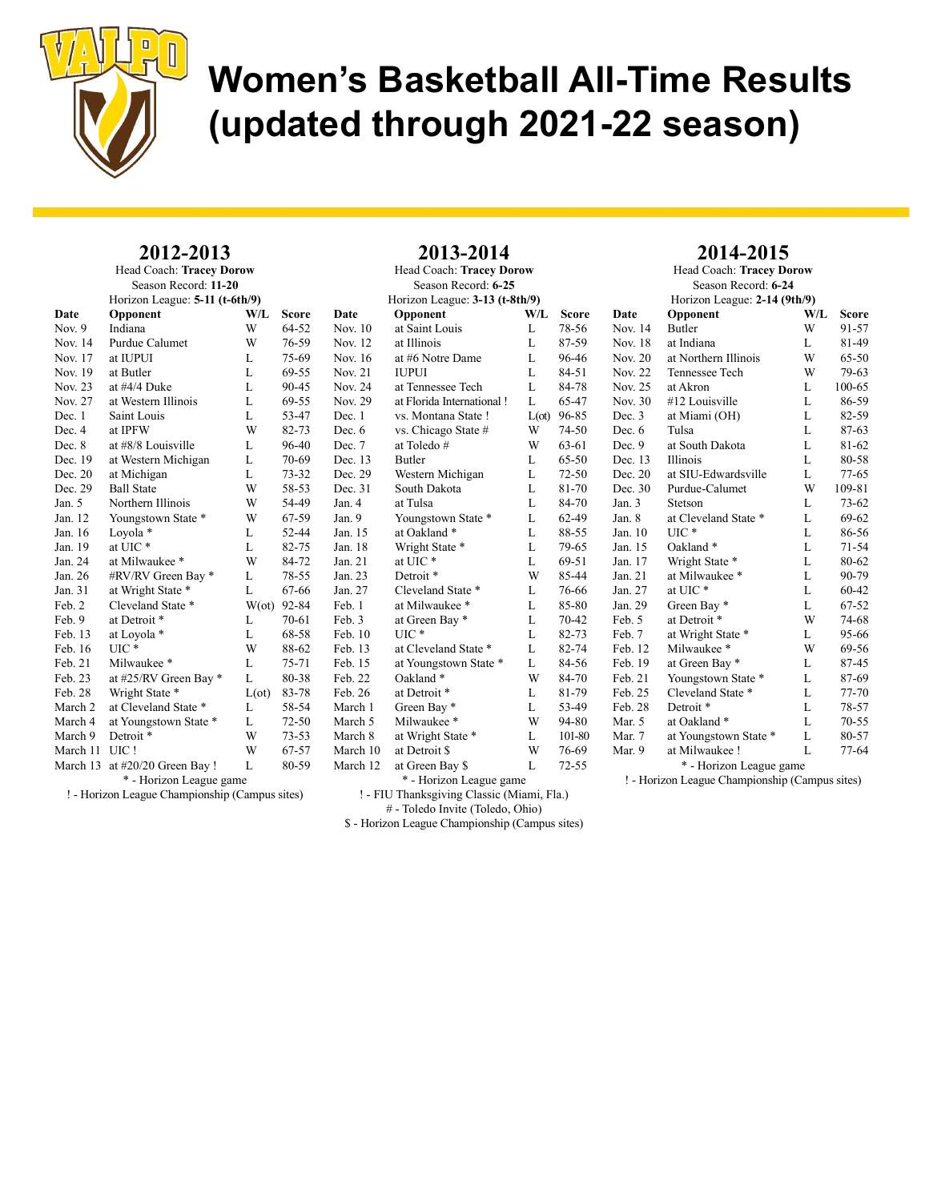# Women's Basketball All-Time Results (updated through 2021-22 season)

## 2012-2013

Head Coach: **Tracey Dorow**
Season Record: **11-20**
Horizon League: **5-11 (t-6th/9)**

| Date | Opponent | W/L | Score |
|---|---|---|---|
| Nov. 9 | Indiana | W | 64-52 |
| Nov. 14 | Purdue Calumet | W | 76-59 |
| Nov. 17 | at IUPUI | L | 75-69 |
| Nov. 19 | at Butler | L | 69-55 |
| Nov. 23 | at #4/4 Duke | L | 90-45 |
| Nov. 27 | at Western Illinois | L | 69-55 |
| Dec. 1 | Saint Louis | L | 53-47 |
| Dec. 4 | at IPFW | W | 82-73 |
| Dec. 8 | at #8/8 Louisville | L | 96-40 |
| Dec. 19 | at Western Michigan | L | 70-69 |
| Dec. 20 | at Michigan | L | 73-32 |
| Dec. 29 | Ball State | W | 58-53 |
| Jan. 5 | Northern Illinois | W | 54-49 |
| Jan. 12 | Youngstown State * | W | 67-59 |
| Jan. 16 | Loyola * | L | 52-44 |
| Jan. 19 | at UIC * | L | 82-75 |
| Jan. 24 | at Milwaukee * | W | 84-72 |
| Jan. 26 | #RV/RV Green Bay * | L | 78-55 |
| Jan. 31 | at Wright State * | L | 67-66 |
| Feb. 2 | Cleveland State * | W(ot) | 92-84 |
| Feb. 9 | at Detroit * | L | 70-61 |
| Feb. 13 | at Loyola * | L | 68-58 |
| Feb. 16 | UIC * | W | 88-62 |
| Feb. 21 | Milwaukee * | L | 75-71 |
| Feb. 23 | at #25/RV Green Bay * | L | 80-38 |
| Feb. 28 | Wright State * | L(ot) | 83-78 |
| March 2 | at Cleveland State * | L | 58-54 |
| March 4 | at Youngstown State * | L | 72-50 |
| March 9 | Detroit * | W | 73-53 |
| March 11 | UIC ! | W | 67-57 |
| March 13 | at #20/20 Green Bay ! | L | 80-59 |

\* - Horizon League game
! - Horizon League Championship (Campus sites)

## 2013-2014

Head Coach: **Tracey Dorow**
Season Record: **6-25**
Horizon League: **3-13 (t-8th/9)**

| Date | Opponent | W/L | Score |
|---|---|---|---|
| Nov. 10 | at Saint Louis | L | 78-56 |
| Nov. 12 | at Illinois | L | 87-59 |
| Nov. 16 | at #6 Notre Dame | L | 96-46 |
| Nov. 21 | IUPUI | L | 84-51 |
| Nov. 24 | at Tennessee Tech | L | 84-78 |
| Nov. 29 | at Florida International ! | L | 65-47 |
| Dec. 1 | vs. Montana State ! | L(ot) | 96-85 |
| Dec. 6 | vs. Chicago State # | W | 74-50 |
| Dec. 7 | at Toledo # | W | 63-61 |
| Dec. 13 | Butler | L | 65-50 |
| Dec. 29 | Western Michigan | L | 72-50 |
| Dec. 31 | South Dakota | L | 81-70 |
| Jan. 4 | at Tulsa | L | 84-70 |
| Jan. 9 | Youngstown State * | L | 62-49 |
| Jan. 15 | at Oakland * | L | 88-55 |
| Jan. 18 | Wright State * | L | 79-65 |
| Jan. 21 | at UIC * | L | 69-51 |
| Jan. 23 | Detroit * | W | 85-44 |
| Jan. 27 | Cleveland State * | L | 76-66 |
| Feb. 1 | at Milwaukee * | L | 85-80 |
| Feb. 3 | at Green Bay * | L | 70-42 |
| Feb. 10 | UIC * | L | 82-73 |
| Feb. 13 | at Cleveland State * | L | 82-74 |
| Feb. 15 | at Youngstown State * | L | 84-56 |
| Feb. 22 | Oakland * | W | 84-70 |
| Feb. 26 | at Detroit * | L | 81-79 |
| March 1 | Green Bay * | L | 53-49 |
| March 5 | Milwaukee * | W | 94-80 |
| March 8 | at Wright State * | L | 101-80 |
| March 10 | at Detroit $ | W | 76-69 |
| March 12 | at Green Bay $ | L | 72-55 |

\* - Horizon League game
! - FIU Thanksgiving Classic (Miami, Fla.)
# - Toledo Invite (Toledo, Ohio)
$ - Horizon League Championship (Campus sites)

## 2014-2015

Head Coach: **Tracey Dorow**
Season Record: **6-24**
Horizon League: **2-14 (9th/9)**

| Date | Opponent | W/L | Score |
|---|---|---|---|
| Nov. 14 | Butler | W | 91-57 |
| Nov. 18 | at Indiana | L | 81-49 |
| Nov. 20 | at Northern Illinois | W | 65-50 |
| Nov. 22 | Tennessee Tech | W | 79-63 |
| Nov. 25 | at Akron | L | 100-65 |
| Nov. 30 | #12 Louisville | L | 86-59 |
| Dec. 3 | at Miami (OH) | L | 82-59 |
| Dec. 6 | Tulsa | L | 87-63 |
| Dec. 9 | at South Dakota | L | 81-62 |
| Dec. 13 | Illinois | L | 80-58 |
| Dec. 20 | at SIU-Edwardsville | L | 77-65 |
| Dec. 30 | Purdue-Calumet | W | 109-81 |
| Jan. 3 | Stetson | L | 73-62 |
| Jan. 8 | at Cleveland State * | L | 69-62 |
| Jan. 10 | UIC * | L | 86-56 |
| Jan. 15 | Oakland * | L | 71-54 |
| Jan. 17 | Wright State * | L | 80-62 |
| Jan. 21 | at Milwaukee * | L | 90-79 |
| Jan. 27 | at UIC * | L | 60-42 |
| Jan. 29 | Green Bay * | L | 67-52 |
| Feb. 5 | at Detroit * | W | 74-68 |
| Feb. 7 | at Wright State * | L | 95-66 |
| Feb. 12 | Milwaukee * | W | 69-56 |
| Feb. 19 | at Green Bay * | L | 87-45 |
| Feb. 21 | Youngstown State * | L | 87-69 |
| Feb. 25 | Cleveland State * | L | 77-70 |
| Feb. 28 | Detroit * | L | 78-57 |
| Mar. 5 | at Oakland * | L | 70-55 |
| Mar. 7 | at Youngstown State * | L | 80-57 |
| Mar. 9 | at Milwaukee ! | L | 77-64 |

\* - Horizon League game
! - Horizon League Championship (Campus sites)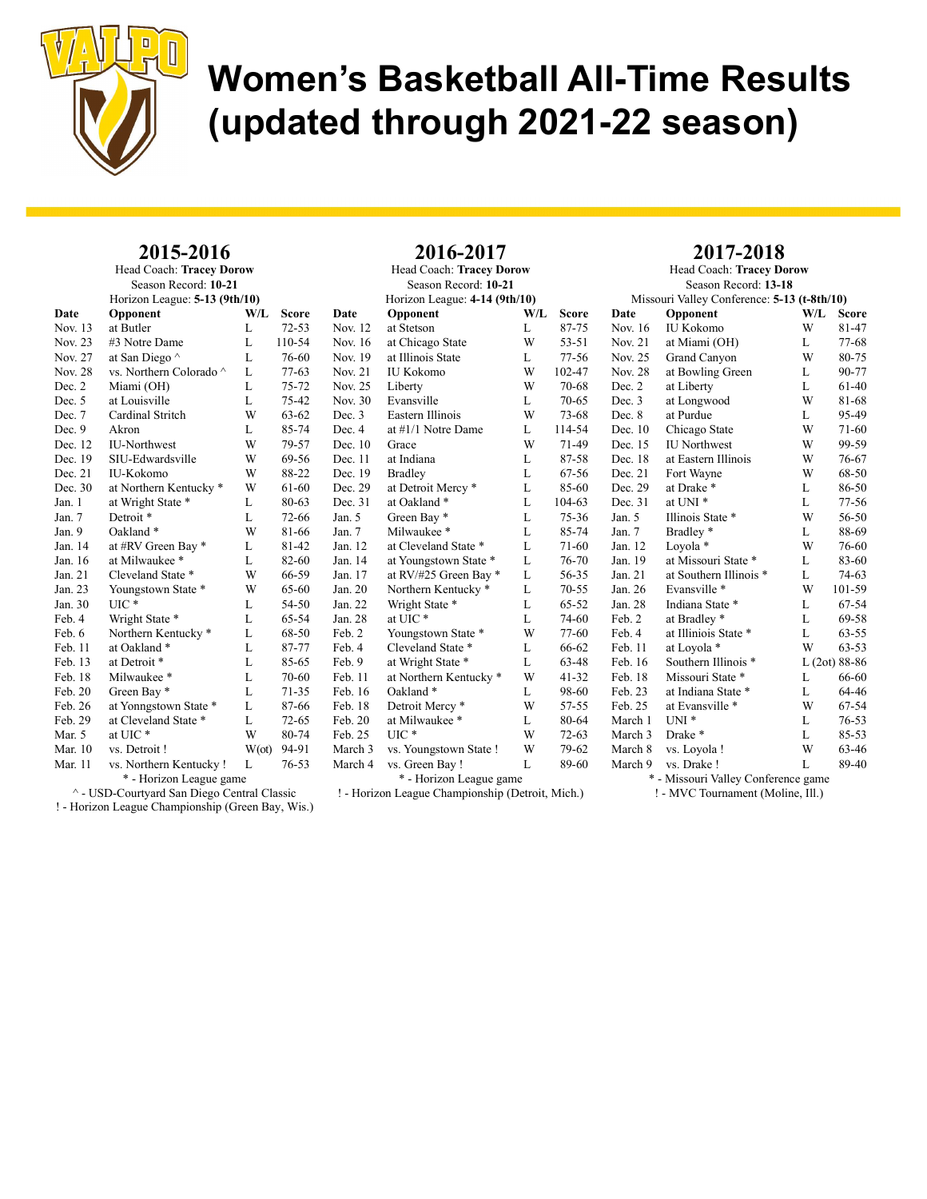# Women's Basketball All-Time Results (updated through 2021-22 season)

## 2015-2016

Head Coach: **Tracey Dorow**
Season Record: **10-21**
Horizon League: **5-13 (9th/10)**

| Date | Opponent | W/L | Score |
|---|---|---|---|
| Nov. 13 | at Butler | L | 72-53 |
| Nov. 23 | #3 Notre Dame | L | 110-54 |
| Nov. 27 | at San Diego ^ | L | 76-60 |
| Nov. 28 | vs. Northern Colorado ^ | L | 77-63 |
| Dec. 2 | Miami (OH) | L | 75-72 |
| Dec. 5 | at Louisville | L | 75-42 |
| Dec. 7 | Cardinal Stritch | W | 63-62 |
| Dec. 9 | Akron | L | 85-74 |
| Dec. 12 | IU-Northwest | W | 79-57 |
| Dec. 19 | SIU-Edwardsville | W | 69-56 |
| Dec. 21 | IU-Kokomo | W | 88-22 |
| Dec. 30 | at Northern Kentucky * | W | 61-60 |
| Jan. 1 | at Wright State * | L | 80-63 |
| Jan. 7 | Detroit * | L | 72-66 |
| Jan. 9 | Oakland * | W | 81-66 |
| Jan. 14 | at #RV Green Bay * | L | 81-42 |
| Jan. 16 | at Milwaukee * | L | 82-60 |
| Jan. 21 | Cleveland State * | W | 66-59 |
| Jan. 23 | Youngstown State * | W | 65-60 |
| Jan. 30 | UIC * | L | 54-50 |
| Feb. 4 | Wright State * | L | 65-54 |
| Feb. 6 | Northern Kentucky * | L | 68-50 |
| Feb. 11 | at Oakland * | L | 87-77 |
| Feb. 13 | at Detroit * | L | 85-65 |
| Feb. 18 | Milwaukee * | L | 70-60 |
| Feb. 20 | Green Bay * | L | 71-35 |
| Feb. 26 | at Yonngstown State * | L | 87-66 |
| Feb. 29 | at Cleveland State * | L | 72-65 |
| Mar. 5 | at UIC * | W | 80-74 |
| Mar. 10 | vs. Detroit ! | W(ot) | 94-91 |
| Mar. 11 | vs. Northern Kentucky ! | L | 76-53 |

\* - Horizon League game
^ - USD-Courtyard San Diego Central Classic
! - Horizon League Championship (Green Bay, Wis.)

## 2016-2017

Head Coach: **Tracey Dorow**
Season Record: **10-21**
Horizon League: **4-14 (9th/10)**

| Date | Opponent | W/L | Score |
|---|---|---|---|
| Nov. 12 | at Stetson | L | 87-75 |
| Nov. 16 | at Chicago State | W | 53-51 |
| Nov. 19 | at Illinois State | L | 77-56 |
| Nov. 21 | IU Kokomo | W | 102-47 |
| Nov. 25 | Liberty | W | 70-68 |
| Nov. 30 | Evansville | L | 70-65 |
| Dec. 3 | Eastern Illinois | W | 73-68 |
| Dec. 4 | at #1/1 Notre Dame | L | 114-54 |
| Dec. 10 | Grace | W | 71-49 |
| Dec. 11 | at Indiana | L | 87-58 |
| Dec. 19 | Bradley | L | 67-56 |
| Dec. 29 | at Detroit Mercy * | L | 85-60 |
| Dec. 31 | at Oakland * | L | 104-63 |
| Jan. 5 | Green Bay * | L | 75-36 |
| Jan. 7 | Milwaukee * | L | 85-74 |
| Jan. 12 | at Cleveland State * | L | 71-60 |
| Jan. 14 | at Youngstown State * | L | 76-70 |
| Jan. 17 | at RV/#25 Green Bay * | L | 56-35 |
| Jan. 20 | Northern Kentucky * | L | 70-55 |
| Jan. 22 | Wright State * | L | 65-52 |
| Jan. 28 | at UIC * | L | 74-60 |
| Feb. 2 | Youngstown State * | W | 77-60 |
| Feb. 4 | Cleveland State * | L | 66-62 |
| Feb. 9 | at Wright State * | L | 63-48 |
| Feb. 11 | at Northern Kentucky * | W | 41-32 |
| Feb. 16 | Oakland * | L | 98-60 |
| Feb. 18 | Detroit Mercy * | W | 57-55 |
| Feb. 20 | at Milwaukee * | L | 80-64 |
| Feb. 25 | UIC * | W | 72-63 |
| March 3 | vs. Youngstown State ! | W | 79-62 |
| March 4 | vs. Green Bay ! | L | 89-60 |

\* - Horizon League game
! - Horizon League Championship (Detroit, Mich.)

## 2017-2018

Head Coach: **Tracey Dorow**
Season Record: **13-18**
Missouri Valley Conference: **5-13 (t-8th/10)**

| Date | Opponent | W/L | Score |
|---|---|---|---|
| Nov. 16 | IU Kokomo | W | 81-47 |
| Nov. 21 | at Miami (OH) | L | 77-68 |
| Nov. 25 | Grand Canyon | W | 80-75 |
| Nov. 28 | at Bowling Green | L | 90-77 |
| Dec. 2 | at Liberty | L | 61-40 |
| Dec. 3 | at Longwood | W | 81-68 |
| Dec. 8 | at Purdue | L | 95-49 |
| Dec. 10 | Chicago State | W | 71-60 |
| Dec. 15 | IU Northwest | W | 99-59 |
| Dec. 18 | at Eastern Illinois | W | 76-67 |
| Dec. 21 | Fort Wayne | W | 68-50 |
| Dec. 29 | at Drake * | L | 86-50 |
| Dec. 31 | at UNI * | L | 77-56 |
| Jan. 5 | Illinois State * | W | 56-50 |
| Jan. 7 | Bradley * | L | 88-69 |
| Jan. 12 | Loyola * | W | 76-60 |
| Jan. 19 | at Missouri State * | L | 83-60 |
| Jan. 21 | at Southern Illinois * | L | 74-63 |
| Jan. 26 | Evansville * | W | 101-59 |
| Jan. 28 | Indiana State * | L | 67-54 |
| Feb. 2 | at Bradley * | L | 69-58 |
| Feb. 4 | at Illiniois State * | L | 63-55 |
| Feb. 11 | at Loyola * | W | 63-53 |
| Feb. 16 | Southern Illinois * | L (2ot) | 88-86 |
| Feb. 18 | Missouri State * | L | 66-60 |
| Feb. 23 | at Indiana State * | L | 64-46 |
| Feb. 25 | at Evansville * | W | 67-54 |
| March 1 | UNI * | L | 76-53 |
| March 3 | Drake * | L | 85-53 |
| March 8 | vs. Loyola ! | W | 63-46 |
| March 9 | vs. Drake ! | L | 89-40 |

\* - Missouri Valley Conference game
! - MVC Tournament (Moline, Ill.)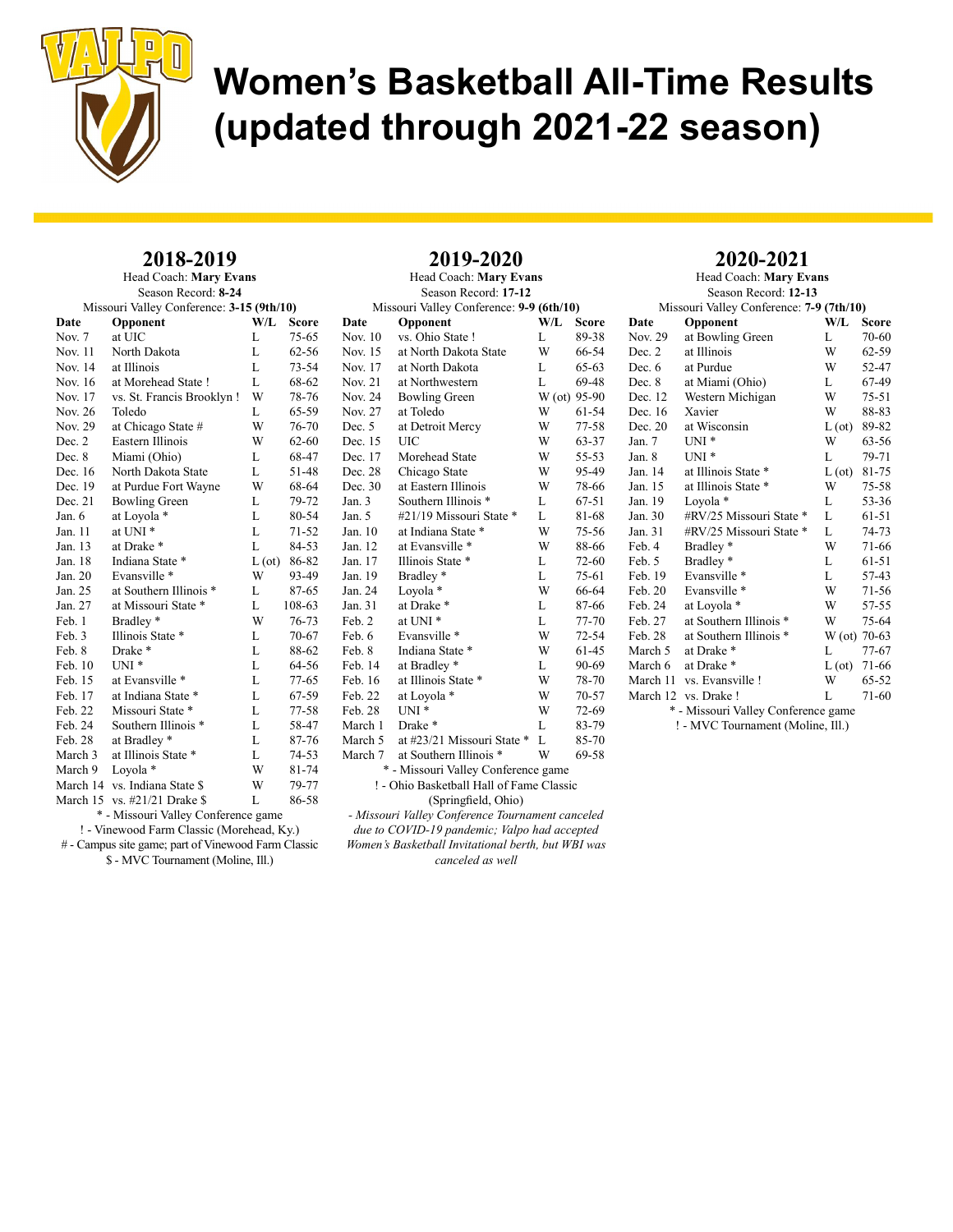# Women's Basketball All-Time Results (updated through 2021-22 season)

## 2018-2019

Head Coach: **Mary Evans**
Season Record: **8-24**
Missouri Valley Conference: **3-15 (9th/10)**

| Date | Opponent | W/L | Score |
|---|---|---|---|
| Nov. 7 | at UIC | L | 75-65 |
| Nov. 11 | North Dakota | L | 62-56 |
| Nov. 14 | at Illinois | L | 73-54 |
| Nov. 16 | at Morehead State ! | L | 68-62 |
| Nov. 17 | vs. St. Francis Brooklyn ! | W | 78-76 |
| Nov. 26 | Toledo | L | 65-59 |
| Nov. 29 | at Chicago State # | W | 76-70 |
| Dec. 2 | Eastern Illinois | W | 62-60 |
| Dec. 8 | Miami (Ohio) | L | 68-47 |
| Dec. 16 | North Dakota State | L | 51-48 |
| Dec. 19 | at Purdue Fort Wayne | W | 68-64 |
| Dec. 21 | Bowling Green | L | 79-72 |
| Jan. 6 | at Loyola * | L | 80-54 |
| Jan. 11 | at UNI * | L | 71-52 |
| Jan. 13 | at Drake * | L | 84-53 |
| Jan. 18 | Indiana State * | L (ot) | 86-82 |
| Jan. 20 | Evansville * | W | 93-49 |
| Jan. 25 | at Southern Illinois * | L | 87-65 |
| Jan. 27 | at Missouri State * | L | 108-63 |
| Feb. 1 | Bradley * | W | 76-73 |
| Feb. 3 | Illinois State * | L | 70-67 |
| Feb. 8 | Drake * | L | 88-62 |
| Feb. 10 | UNI * | L | 64-56 |
| Feb. 15 | at Evansville * | L | 77-65 |
| Feb. 17 | at Indiana State * | L | 67-59 |
| Feb. 22 | Missouri State * | L | 77-58 |
| Feb. 24 | Southern Illinois * | L | 58-47 |
| Feb. 28 | at Bradley * | L | 87-76 |
| March 3 | at Illinois State * | L | 74-53 |
| March 9 | Loyola * | W | 81-74 |
| March 14 | vs. Indiana State $ | W | 79-77 |
| March 15 | vs. #21/21 Drake $ | L | 86-58 |

\* - Missouri Valley Conference game
! - Vinewood Farm Classic (Morehead, Ky.)
# - Campus site game; part of Vinewood Farm Classic
$ - MVC Tournament (Moline, Ill.)

## 2019-2020

Head Coach: **Mary Evans**
Season Record: **17-12**
Missouri Valley Conference: **9-9 (6th/10)**

| Date | Opponent | W/L | Score |
|---|---|---|---|
| Nov. 10 | vs. Ohio State ! | L | 89-38 |
| Nov. 15 | at North Dakota State | W | 66-54 |
| Nov. 17 | at North Dakota | L | 65-63 |
| Nov. 21 | at Northwestern | L | 69-48 |
| Nov. 24 | Bowling Green | W (ot) | 95-90 |
| Nov. 27 | at Toledo | W | 61-54 |
| Dec. 5 | at Detroit Mercy | W | 77-58 |
| Dec. 15 | UIC | W | 63-37 |
| Dec. 17 | Morehead State | W | 55-53 |
| Dec. 28 | Chicago State | W | 95-49 |
| Dec. 30 | at Eastern Illinois | W | 78-66 |
| Jan. 3 | Southern Illinois * | L | 67-51 |
| Jan. 5 | #21/19 Missouri State * | L | 81-68 |
| Jan. 10 | at Indiana State * | W | 75-56 |
| Jan. 12 | at Evansville * | W | 88-66 |
| Jan. 17 | Illinois State * | L | 72-60 |
| Jan. 19 | Bradley * | L | 75-61 |
| Jan. 24 | Loyola * | W | 66-64 |
| Jan. 31 | at Drake * | L | 87-66 |
| Feb. 2 | at UNI * | L | 77-70 |
| Feb. 6 | Evansville * | W | 72-54 |
| Feb. 8 | Indiana State * | W | 61-45 |
| Feb. 14 | at Bradley * | L | 90-69 |
| Feb. 16 | at Illinois State * | W | 78-70 |
| Feb. 22 | at Loyola * | W | 70-57 |
| Feb. 28 | UNI * | W | 72-69 |
| March 1 | Drake * | L | 83-79 |
| March 5 | at #23/21 Missouri State * | L | 85-70 |
| March 7 | at Southern Illinois * | W | 69-58 |

\* - Missouri Valley Conference game
! - Ohio Basketball Hall of Fame Classic (Springfield, Ohio)

*- Missouri Valley Conference Tournament canceled due to COVID-19 pandemic; Valpo had accepted Women's Basketball Invitational berth, but WBI was canceled as well*

## 2020-2021

Head Coach: **Mary Evans**
Season Record: **12-13**
Missouri Valley Conference: **7-9 (7th/10)**

| Date | Opponent | W/L | Score |
|---|---|---|---|
| Nov. 29 | at Bowling Green | L | 70-60 |
| Dec. 2 | at Illinois | W | 62-59 |
| Dec. 6 | at Purdue | W | 52-47 |
| Dec. 8 | at Miami (Ohio) | L | 67-49 |
| Dec. 12 | Western Michigan | W | 75-51 |
| Dec. 16 | Xavier | W | 88-83 |
| Dec. 20 | at Wisconsin | L (ot) | 89-82 |
| Jan. 7 | UNI * | W | 63-56 |
| Jan. 8 | UNI * | L | 79-71 |
| Jan. 14 | at Illinois State * | L (ot) | 81-75 |
| Jan. 15 | at Illinois State * | W | 75-58 |
| Jan. 19 | Loyola * | L | 53-36 |
| Jan. 30 | #RV/25 Missouri State * | L | 61-51 |
| Jan. 31 | #RV/25 Missouri State * | L | 74-73 |
| Feb. 4 | Bradley * | W | 71-66 |
| Feb. 5 | Bradley * | L | 61-51 |
| Feb. 19 | Evansville * | L | 57-43 |
| Feb. 20 | Evansville * | W | 71-56 |
| Feb. 24 | at Loyola * | W | 57-55 |
| Feb. 27 | at Southern Illinois * | W | 75-64 |
| Feb. 28 | at Southern Illinois * | W (ot) | 70-63 |
| March 5 | at Drake * | L | 77-67 |
| March 6 | at Drake * | L (ot) | 71-66 |
| March 11 | vs. Evansville ! | W | 65-52 |
| March 12 | vs. Drake ! | L | 71-60 |

\* - Missouri Valley Conference game
! - MVC Tournament (Moline, Ill.)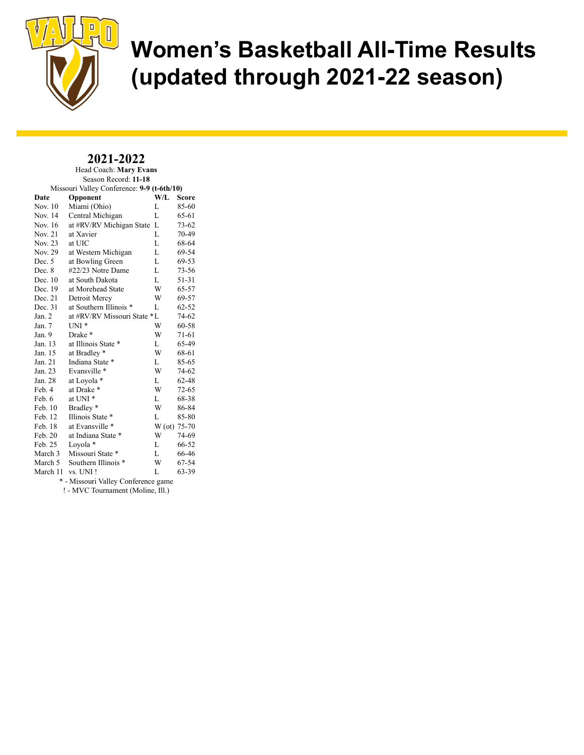# Women's Basketball All-Time Results (updated through 2021-22 season)

## 2021-2022

Head Coach: **Mary Evans**
Season Record: **11-18**
Missouri Valley Conference: **9-9 (t-6th/10)**

| Date | Opponent | W/L | Score |
|---|---|---|---|
| Nov. 10 | Miami (Ohio) | L | 85-60 |
| Nov. 14 | Central Michigan | L | 65-61 |
| Nov. 16 | at #RV/RV Michigan State | L | 73-62 |
| Nov. 21 | at Xavier | L | 70-49 |
| Nov. 23 | at UIC | L | 68-64 |
| Nov. 29 | at Western Michigan | L | 69-54 |
| Dec. 5 | at Bowling Green | L | 69-53 |
| Dec. 8 | #22/23 Notre Dame | L | 73-56 |
| Dec. 10 | at South Dakota | L | 51-31 |
| Dec. 19 | at Morehead State | W | 65-57 |
| Dec. 21 | Detroit Mercy | W | 69-57 |
| Dec. 31 | at Southern Illinois * | L | 62-52 |
| Jan. 2 | at #RV/RV Missouri State * | L | 74-62 |
| Jan. 7 | UNI * | W | 60-58 |
| Jan. 9 | Drake * | W | 71-61 |
| Jan. 13 | at Illinois State * | L | 65-49 |
| Jan. 15 | at Bradley * | W | 68-61 |
| Jan. 21 | Indiana State * | L | 85-65 |
| Jan. 23 | Evansville * | W | 74-62 |
| Jan. 28 | at Loyola * | L | 62-48 |
| Feb. 4 | at Drake * | W | 72-65 |
| Feb. 6 | at UNI * | L | 68-38 |
| Feb. 10 | Bradley * | W | 86-84 |
| Feb. 12 | Illinois State * | L | 85-80 |
| Feb. 18 | at Evansville * | W (ot) | 75-70 |
| Feb. 20 | at Indiana State * | W | 74-69 |
| Feb. 25 | Loyola * | L | 66-52 |
| March 3 | Missouri State * | L | 66-46 |
| March 5 | Southern Illinois * | W | 67-54 |
| March 11 | vs. UNI ! | L | 63-39 |

* - Missouri Valley Conference game
! - MVC Tournament (Moline, Ill.)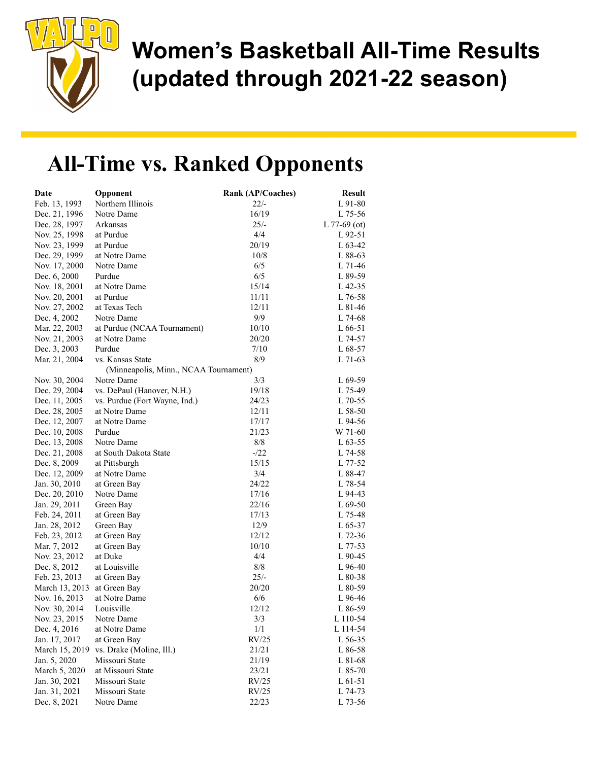# Women's Basketball All-Time Results (updated through 2021-22 season)

## All-Time vs. Ranked Opponents

| Date | Opponent | Rank (AP/Coaches) | Result |
|---|---|---|---|
| Feb. 13, 1993 | Northern Illinois | 22/- | L 91-80 |
| Dec. 21, 1996 | Notre Dame | 16/19 | L 75-56 |
| Dec. 28, 1997 | Arkansas | 25/- | L 77-69 (ot) |
| Nov. 25, 1998 | at Purdue | 4/4 | L 92-51 |
| Nov. 23, 1999 | at Purdue | 20/19 | L 63-42 |
| Dec. 29, 1999 | at Notre Dame | 10/8 | L 88-63 |
| Nov. 17, 2000 | Notre Dame | 6/5 | L 71-46 |
| Dec. 6, 2000 | Purdue | 6/5 | L 89-59 |
| Nov. 18, 2001 | at Notre Dame | 15/14 | L 42-35 |
| Nov. 20, 2001 | at Purdue | 11/11 | L 76-58 |
| Nov. 27, 2002 | at Texas Tech | 12/11 | L 81-46 |
| Dec. 4, 2002 | Notre Dame | 9/9 | L 74-68 |
| Mar. 22, 2003 | at Purdue (NCAA Tournament) | 10/10 | L 66-51 |
| Nov. 21, 2003 | at Notre Dame | 20/20 | L 74-57 |
| Dec. 3, 2003 | Purdue | 7/10 | L 68-57 |
| Mar. 21, 2004 | vs. Kansas State (Minneapolis, Minn., NCAA Tournament) | 8/9 | L 71-63 |
| Nov. 30, 2004 | Notre Dame | 3/3 | L 69-59 |
| Dec. 29, 2004 | vs. DePaul (Hanover, N.H.) | 19/18 | L 75-49 |
| Dec. 11, 2005 | vs. Purdue (Fort Wayne, Ind.) | 24/23 | L 70-55 |
| Dec. 28, 2005 | at Notre Dame | 12/11 | L 58-50 |
| Dec. 12, 2007 | at Notre Dame | 17/17 | L 94-56 |
| Dec. 10, 2008 | Purdue | 21/23 | W 71-60 |
| Dec. 13, 2008 | Notre Dame | 8/8 | L 63-55 |
| Dec. 21, 2008 | at South Dakota State | -/22 | L 74-58 |
| Dec. 8, 2009 | at Pittsburgh | 15/15 | L 77-52 |
| Dec. 12, 2009 | at Notre Dame | 3/4 | L 88-47 |
| Jan. 30, 2010 | at Green Bay | 24/22 | L 78-54 |
| Dec. 20, 2010 | Notre Dame | 17/16 | L 94-43 |
| Jan. 29, 2011 | Green Bay | 22/16 | L 69-50 |
| Feb. 24, 2011 | at Green Bay | 17/13 | L 75-48 |
| Jan. 28, 2012 | Green Bay | 12/9 | L 65-37 |
| Feb. 23, 2012 | at Green Bay | 12/12 | L 72-36 |
| Mar. 7, 2012 | at Green Bay | 10/10 | L 77-53 |
| Nov. 23, 2012 | at Duke | 4/4 | L 90-45 |
| Dec. 8, 2012 | at Louisville | 8/8 | L 96-40 |
| Feb. 23, 2013 | at Green Bay | 25/- | L 80-38 |
| March 13, 2013 | at Green Bay | 20/20 | L 80-59 |
| Nov. 16, 2013 | at Notre Dame | 6/6 | L 96-46 |
| Nov. 30, 2014 | Louisville | 12/12 | L 86-59 |
| Nov. 23, 2015 | Notre Dame | 3/3 | L 110-54 |
| Dec. 4, 2016 | at Notre Dame | 1/1 | L 114-54 |
| Jan. 17, 2017 | at Green Bay | RV/25 | L 56-35 |
| March 15, 2019 | vs. Drake (Moline, Ill.) | 21/21 | L 86-58 |
| Jan. 5, 2020 | Missouri State | 21/19 | L 81-68 |
| March 5, 2020 | at Missouri State | 23/21 | L 85-70 |
| Jan. 30, 2021 | Missouri State | RV/25 | L 61-51 |
| Jan. 31, 2021 | Missouri State | RV/25 | L 74-73 |
| Dec. 8, 2021 | Notre Dame | 22/23 | L 73-56 |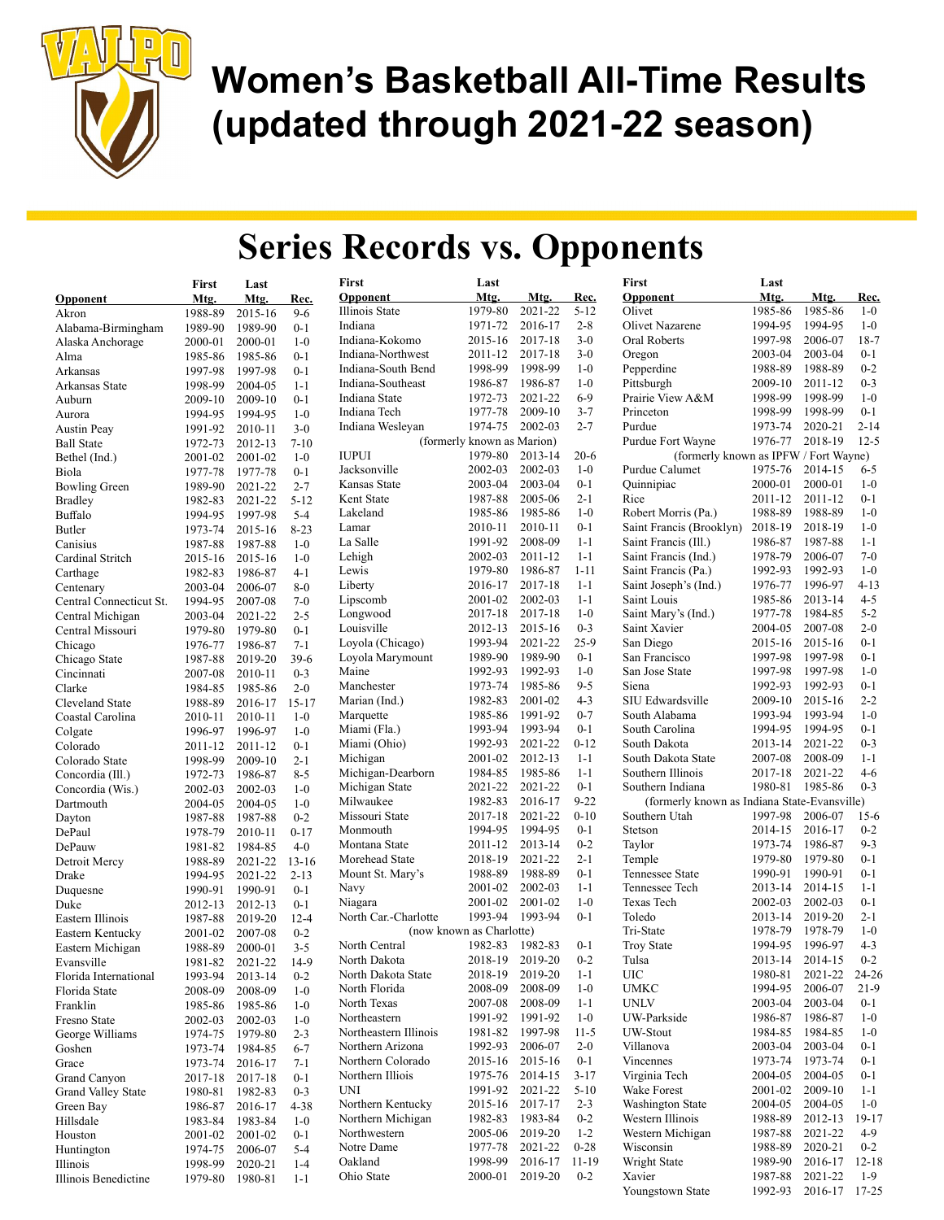# Women's Basketball All-Time Results (updated through 2021-22 season)

## Series Records vs. Opponents

| Opponent | First Mtg. | Last Mtg. | Rec. |
|---|---|---|---|
| Akron | 1988-89 | 2015-16 | 9-6 |
| Alabama-Birmingham | 1989-90 | 1989-90 | 0-1 |
| Alaska Anchorage | 2000-01 | 2000-01 | 1-0 |
| Alma | 1985-86 | 1985-86 | 0-1 |
| Arkansas | 1997-98 | 1997-98 | 0-1 |
| Arkansas State | 1998-99 | 2004-05 | 1-1 |
| Auburn | 2009-10 | 2009-10 | 0-1 |
| Aurora | 1994-95 | 1994-95 | 1-0 |
| Austin Peay | 1991-92 | 2010-11 | 3-0 |
| Ball State | 1972-73 | 2012-13 | 7-10 |
| Bethel (Ind.) | 2001-02 | 2001-02 | 1-0 |
| Biola | 1977-78 | 1977-78 | 0-1 |
| Bowling Green | 1989-90 | 2021-22 | 2-7 |
| Bradley | 1982-83 | 2021-22 | 5-12 |
| Buffalo | 1994-95 | 1997-98 | 5-4 |
| Butler | 1973-74 | 2015-16 | 8-23 |
| Canisius | 1987-88 | 1987-88 | 1-0 |
| Cardinal Stritch | 2015-16 | 2015-16 | 1-0 |
| Carthage | 1982-83 | 1986-87 | 4-1 |
| Centenary | 2003-04 | 2006-07 | 8-0 |
| Central Connecticut St. | 1994-95 | 2007-08 | 7-0 |
| Central Michigan | 2003-04 | 2021-22 | 2-5 |
| Central Missouri | 1979-80 | 1979-80 | 0-1 |
| Chicago | 1976-77 | 1986-87 | 7-1 |
| Chicago State | 1987-88 | 2019-20 | 39-6 |
| Cincinnati | 2007-08 | 2010-11 | 0-3 |
| Clarke | 1984-85 | 1985-86 | 2-0 |
| Cleveland State | 1988-89 | 2016-17 | 15-17 |
| Coastal Carolina | 2010-11 | 2010-11 | 1-0 |
| Colgate | 1996-97 | 1996-97 | 1-0 |
| Colorado | 2011-12 | 2011-12 | 0-1 |
| Colorado State | 1998-99 | 2009-10 | 2-1 |
| Concordia (Ill.) | 1972-73 | 1986-87 | 8-5 |
| Concordia (Wis.) | 2002-03 | 2002-03 | 1-0 |
| Dartmouth | 2004-05 | 2004-05 | 1-0 |
| Dayton | 1987-88 | 1987-88 | 0-2 |
| DePaul | 1978-79 | 2010-11 | 0-17 |
| DePauw | 1981-82 | 1984-85 | 4-0 |
| Detroit Mercy | 1988-89 | 2021-22 | 13-16 |
| Drake | 1994-95 | 2021-22 | 2-13 |
| Duquesne | 1990-91 | 1990-91 | 0-1 |
| Duke | 2012-13 | 2012-13 | 0-1 |
| Eastern Illinois | 1987-88 | 2019-20 | 12-4 |
| Eastern Kentucky | 2001-02 | 2007-08 | 0-2 |
| Eastern Michigan | 1988-89 | 2000-01 | 3-5 |
| Evansville | 1981-82 | 2021-22 | 14-9 |
| Florida International | 1993-94 | 2013-14 | 0-2 |
| Florida State | 2008-09 | 2008-09 | 1-0 |
| Franklin | 1985-86 | 1985-86 | 1-0 |
| Fresno State | 2002-03 | 2002-03 | 1-0 |
| George Williams | 1974-75 | 1979-80 | 2-3 |
| Goshen | 1973-74 | 1984-85 | 6-7 |
| Grace | 1973-74 | 2016-17 | 7-1 |
| Grand Canyon | 2017-18 | 2017-18 | 0-1 |
| Grand Valley State | 1980-81 | 1982-83 | 0-3 |
| Green Bay | 1986-87 | 2016-17 | 4-38 |
| Hillsdale | 1983-84 | 1983-84 | 1-0 |
| Houston | 2001-02 | 2001-02 | 0-1 |
| Huntington | 1974-75 | 2006-07 | 5-4 |
| Illinois | 1998-99 | 2020-21 | 1-4 |
| Illinois Benedictine | 1979-80 | 1980-81 | 1-1 |
| Illinois State | 1979-80 | 2021-22 | 5-12 |
| Indiana | 1971-72 | 2016-17 | 2-8 |
| Indiana-Kokomo | 2015-16 | 2017-18 | 3-0 |
| Indiana-Northwest | 2011-12 | 2017-18 | 3-0 |
| Indiana-South Bend | 1998-99 | 1998-99 | 1-0 |
| Indiana-Southeast | 1986-87 | 1986-87 | 1-0 |
| Indiana State | 1972-73 | 2021-22 | 6-9 |
| Indiana Tech | 1977-78 | 2009-10 | 3-7 |
| Indiana Wesleyan | 1974-75 | 2002-03 | 2-7 |
| (formerly known as Marion) | | | |
| IUPUI | 1979-80 | 2013-14 | 20-6 |
| Jacksonville | 2002-03 | 2002-03 | 1-0 |
| Kansas State | 2003-04 | 2003-04 | 0-1 |
| Kent State | 1987-88 | 2005-06 | 2-1 |
| Lakeland | 1985-86 | 1985-86 | 1-0 |
| Lamar | 2010-11 | 2010-11 | 0-1 |
| La Salle | 1991-92 | 2008-09 | 1-1 |
| Lehigh | 2002-03 | 2011-12 | 1-1 |
| Lewis | 1979-80 | 1986-87 | 1-11 |
| Liberty | 2016-17 | 2017-18 | 1-1 |
| Lipscomb | 2001-02 | 2002-03 | 1-1 |
| Longwood | 2017-18 | 2017-18 | 1-0 |
| Louisville | 2012-13 | 2015-16 | 0-3 |
| Loyola (Chicago) | 1993-94 | 2021-22 | 25-9 |
| Loyola Marymount | 1989-90 | 1989-90 | 0-1 |
| Maine | 1992-93 | 1992-93 | 1-0 |
| Manchester | 1973-74 | 1985-86 | 9-5 |
| Marian (Ind.) | 1982-83 | 2001-02 | 4-3 |
| Marquette | 1985-86 | 1991-92 | 0-7 |
| Miami (Fla.) | 1993-94 | 1993-94 | 0-1 |
| Miami (Ohio) | 1992-93 | 2021-22 | 0-12 |
| Michigan | 2001-02 | 2012-13 | 1-1 |
| Michigan-Dearborn | 1984-85 | 1985-86 | 1-1 |
| Michigan State | 2021-22 | 2021-22 | 0-1 |
| Milwaukee | 1982-83 | 2016-17 | 9-22 |
| Missouri State | 2017-18 | 2021-22 | 0-10 |
| Monmouth | 1994-95 | 1994-95 | 0-1 |
| Montana State | 2011-12 | 2013-14 | 0-2 |
| Morehead State | 2018-19 | 2021-22 | 2-1 |
| Mount St. Mary's | 1988-89 | 1988-89 | 0-1 |
| Navy | 2001-02 | 2002-03 | 1-1 |
| Niagara | 2001-02 | 2001-02 | 1-0 |
| North Car.-Charlotte | 1993-94 | 1993-94 | 0-1 |
| (now known as Charlotte) | | | |
| North Central | 1982-83 | 1982-83 | 0-1 |
| North Dakota | 2018-19 | 2019-20 | 0-2 |
| North Dakota State | 2018-19 | 2019-20 | 1-1 |
| North Florida | 2008-09 | 2008-09 | 1-0 |
| North Texas | 2007-08 | 2008-09 | 1-1 |
| Northeastern | 1991-92 | 1991-92 | 1-0 |
| Northeastern Illinois | 1981-82 | 1997-98 | 11-5 |
| Northern Arizona | 1992-93 | 2006-07 | 2-0 |
| Northern Colorado | 2015-16 | 2015-16 | 0-1 |
| Northern Illiois | 1975-76 | 2014-15 | 3-17 |
| UNI | 1991-92 | 2021-22 | 5-10 |
| Northern Kentucky | 2015-16 | 2017-17 | 2-3 |
| Northern Michigan | 1982-83 | 1983-84 | 0-2 |
| Northwestern | 2005-06 | 2019-20 | 1-2 |
| Notre Dame | 1977-78 | 2021-22 | 0-28 |
| Oakland | 1998-99 | 2016-17 | 11-19 |
| Ohio State | 2000-01 | 2019-20 | 0-2 |
| Olivet | 1985-86 | 1985-86 | 1-0 |
| Olivet Nazarene | 1994-95 | 1994-95 | 1-0 |
| Oral Roberts | 1997-98 | 2006-07 | 18-7 |
| Oregon | 2003-04 | 2003-04 | 0-1 |
| Pepperdine | 1988-89 | 1988-89 | 0-2 |
| Pittsburgh | 2009-10 | 2011-12 | 0-3 |
| Prairie View A&M | 1998-99 | 1998-99 | 1-0 |
| Princeton | 1998-99 | 1998-99 | 0-1 |
| Purdue | 1973-74 | 2020-21 | 2-14 |
| Purdue Fort Wayne | 1976-77 | 2018-19 | 12-5 |
| (formerly known as IPFW / Fort Wayne) | | | |
| Purdue Calumet | 1975-76 | 2014-15 | 6-5 |
| Quinnipiac | 2000-01 | 2000-01 | 1-0 |
| Rice | 2011-12 | 2011-12 | 0-1 |
| Robert Morris (Pa.) | 1988-89 | 1988-89 | 1-0 |
| Saint Francis (Brooklyn) | 2018-19 | 2018-19 | 1-0 |
| Saint Francis (Ill.) | 1986-87 | 1987-88 | 1-1 |
| Saint Francis (Ind.) | 1978-79 | 2006-07 | 7-0 |
| Saint Francis (Pa.) | 1992-93 | 1992-93 | 1-0 |
| Saint Joseph's (Ind.) | 1976-77 | 1996-97 | 4-13 |
| Saint Louis | 1985-86 | 2013-14 | 4-5 |
| Saint Mary's (Ind.) | 1977-78 | 1984-85 | 5-2 |
| Saint Xavier | 2004-05 | 2007-08 | 2-0 |
| San Diego | 2015-16 | 2015-16 | 0-1 |
| San Francisco | 1997-98 | 1997-98 | 0-1 |
| San Jose State | 1997-98 | 1997-98 | 1-0 |
| Siena | 1992-93 | 1992-93 | 0-1 |
| SIU Edwardsville | 2009-10 | 2015-16 | 2-2 |
| South Alabama | 1993-94 | 1993-94 | 1-0 |
| South Carolina | 1994-95 | 1994-95 | 0-1 |
| South Dakota | 2013-14 | 2021-22 | 0-3 |
| South Dakota State | 2007-08 | 2008-09 | 1-1 |
| Southern Illinois | 2017-18 | 2021-22 | 4-6 |
| Southern Indiana | 1980-81 | 1985-86 | 0-3 |
| (formerly known as Indiana State-Evansville) | | | |
| Southern Utah | 1997-98 | 2006-07 | 15-6 |
| Stetson | 2014-15 | 2016-17 | 0-2 |
| Taylor | 1973-74 | 1986-87 | 9-3 |
| Temple | 1979-80 | 1979-80 | 0-1 |
| Tennessee State | 1990-91 | 1990-91 | 0-1 |
| Tennessee Tech | 2013-14 | 2014-15 | 1-1 |
| Texas Tech | 2002-03 | 2002-03 | 0-1 |
| Toledo | 2013-14 | 2019-20 | 2-1 |
| Tri-State | 1978-79 | 1978-79 | 1-0 |
| Troy State | 1994-95 | 1996-97 | 4-3 |
| Tulsa | 2013-14 | 2014-15 | 0-2 |
| UIC | 1980-81 | 2021-22 | 24-26 |
| UMKC | 1994-95 | 2006-07 | 21-9 |
| UNLV | 2003-04 | 2003-04 | 0-1 |
| UW-Parkside | 1986-87 | 1986-87 | 1-0 |
| UW-Stout | 1984-85 | 1984-85 | 1-0 |
| Villanova | 2003-04 | 2003-04 | 0-1 |
| Vincennes | 1973-74 | 1973-74 | 0-1 |
| Virginia Tech | 2004-05 | 2004-05 | 0-1 |
| Wake Forest | 2001-02 | 2009-10 | 1-1 |
| Washington State | 2004-05 | 2004-05 | 1-0 |
| Western Illinois | 1988-89 | 2012-13 | 19-17 |
| Western Michigan | 1987-88 | 2021-22 | 4-9 |
| Wisconsin | 1988-89 | 2020-21 | 0-2 |
| Wright State | 1989-90 | 2016-17 | 12-18 |
| Xavier | 1987-88 | 2021-22 | 1-9 |
| Youngstown State | 1992-93 | 2016-17 | 17-25 |